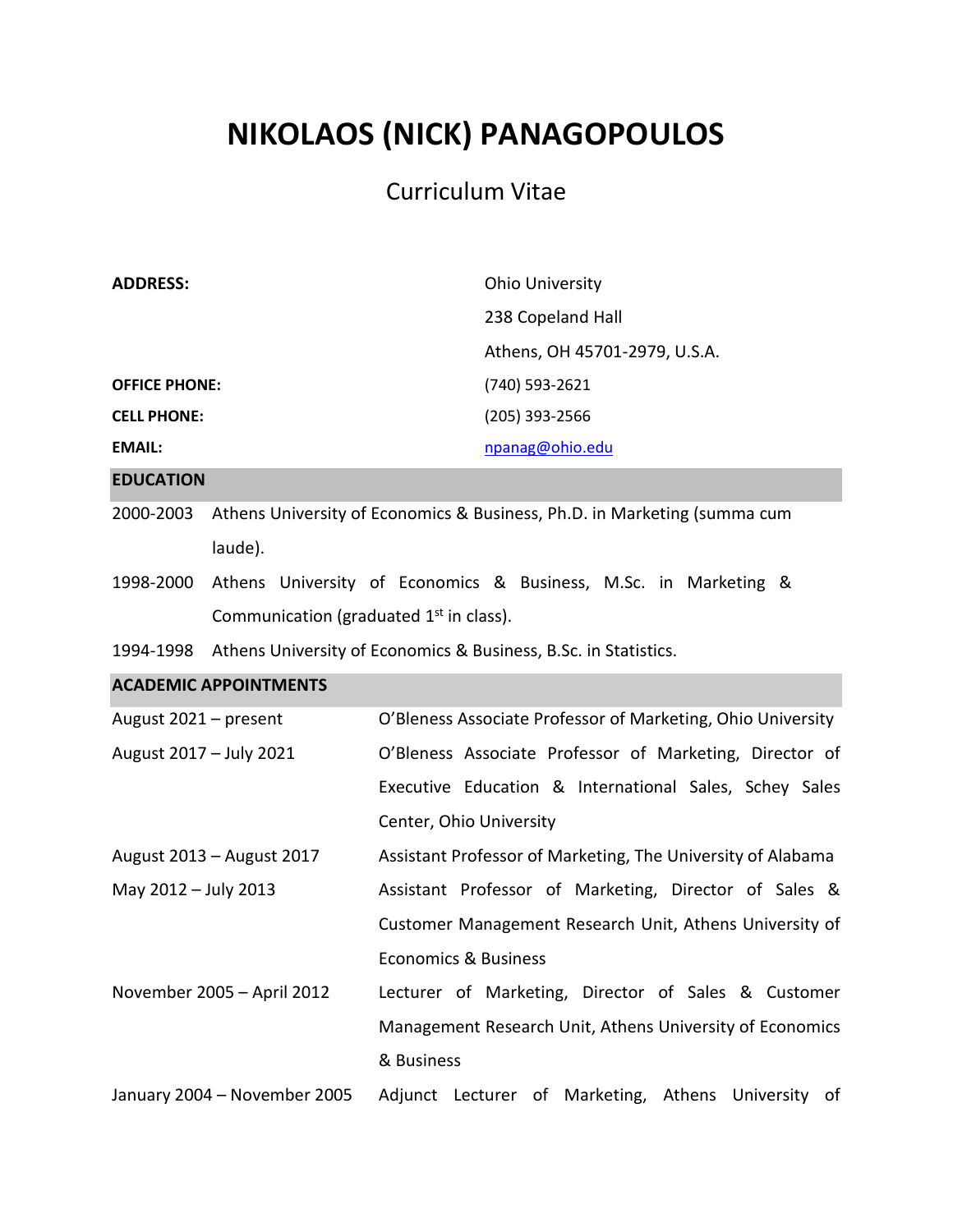# NIKOLAOS (NICK) PANAGOPOULOS

Curriculum Vitae

| | |
|---|---|
| **ADDRESS:** | Ohio University<br>238 Copeland Hall<br>Athens, OH 45701-2979, U.S.A. |
| **OFFICE PHONE:** | (740) 593-2621 |
| **CELL PHONE:** | (205) 393-2566 |
| **EMAIL:** | npanag@ohio.edu |

## EDUCATION

2000-2003 Athens University of Economics & Business, Ph.D. in Marketing (summa cum laude).

1998-2000 Athens University of Economics & Business, M.Sc. in Marketing & Communication (graduated 1st in class).

1994-1998 Athens University of Economics & Business, B.Sc. in Statistics.

## ACADEMIC APPOINTMENTS

| | |
|---|---|
| August 2021 – present | O'Bleness Associate Professor of Marketing, Ohio University |
| August 2017 – July 2021 | O'Bleness Associate Professor of Marketing, Director of Executive Education & International Sales, Schey Sales Center, Ohio University |
| August 2013 – August 2017 | Assistant Professor of Marketing, The University of Alabama |
| May 2012 – July 2013 | Assistant Professor of Marketing, Director of Sales & Customer Management Research Unit, Athens University of Economics & Business |
| November 2005 – April 2012 | Lecturer of Marketing, Director of Sales & Customer Management Research Unit, Athens University of Economics & Business |
| January 2004 – November 2005 | Adjunct Lecturer of Marketing, Athens University of |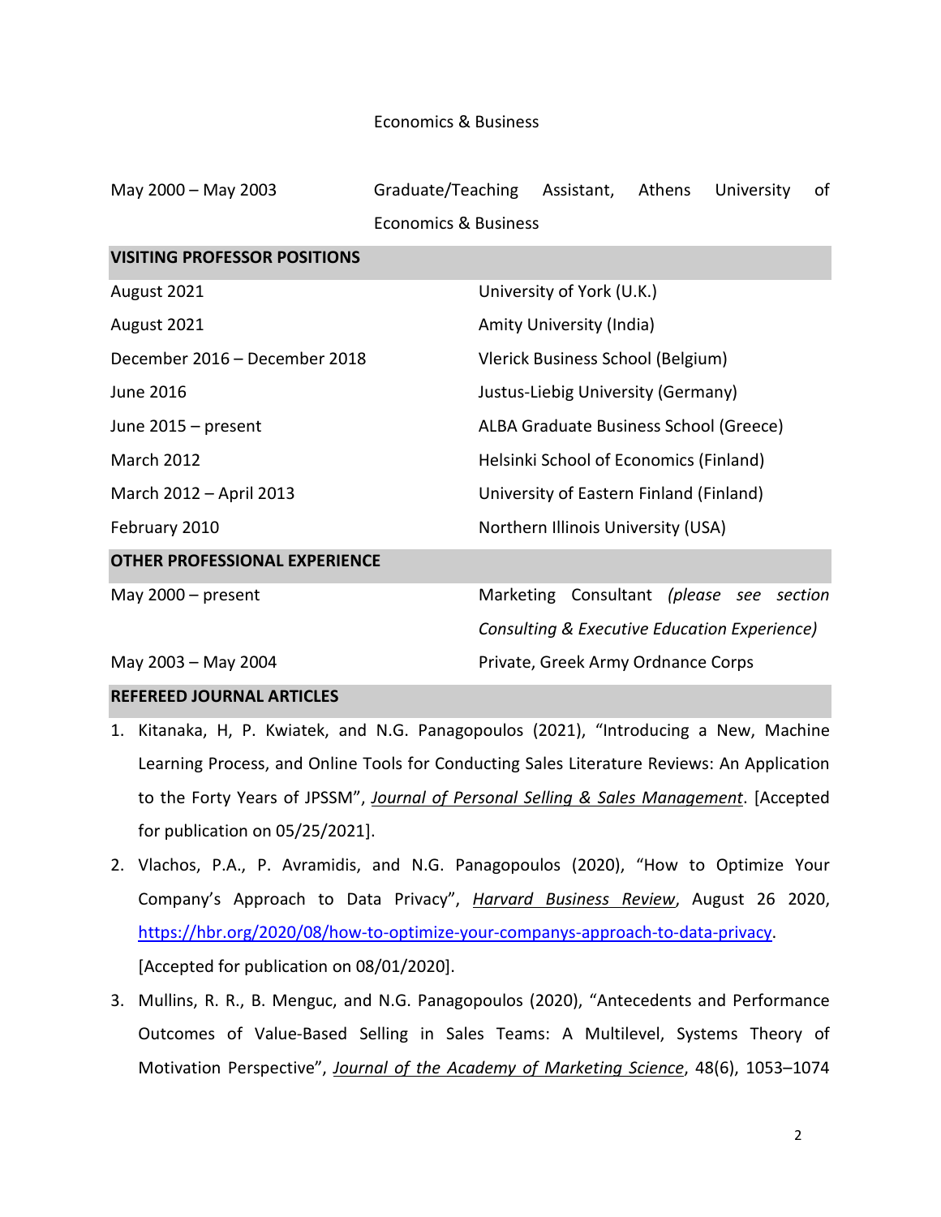| | |
|---|---|
| | Economics & Business |
| May 2000 – May 2003 | Graduate/Teaching Assistant, Athens University of Economics & Business |

## VISITING PROFESSOR POSITIONS

| | |
|---|---|
| August 2021 | University of York (U.K.) |
| August 2021 | Amity University (India) |
| December 2016 – December 2018 | Vlerick Business School (Belgium) |
| June 2016 | Justus-Liebig University (Germany) |
| June 2015 – present | ALBA Graduate Business School (Greece) |
| March 2012 | Helsinki School of Economics (Finland) |
| March 2012 – April 2013 | University of Eastern Finland (Finland) |
| February 2010 | Northern Illinois University (USA) |

## OTHER PROFESSIONAL EXPERIENCE

| | |
|---|---|
| May 2000 – present | Marketing Consultant *(please see section Consulting & Executive Education Experience)* |
| May 2003 – May 2004 | Private, Greek Army Ordnance Corps |

## REFEREED JOURNAL ARTICLES

1. Kitanaka, H, P. Kwiatek, and N.G. Panagopoulos (2021), "Introducing a New, Machine Learning Process, and Online Tools for Conducting Sales Literature Reviews: An Application to the Forty Years of JPSSM", ***Journal of Personal Selling & Sales Management***. [Accepted for publication on 05/25/2021].
2. Vlachos, P.A., P. Avramidis, and N.G. Panagopoulos (2020), "How to Optimize Your Company's Approach to Data Privacy", ***Harvard Business Review***, August 26 2020, https://hbr.org/2020/08/how-to-optimize-your-companys-approach-to-data-privacy. [Accepted for publication on 08/01/2020].
3. Mullins, R. R., B. Menguc, and N.G. Panagopoulos (2020), "Antecedents and Performance Outcomes of Value-Based Selling in Sales Teams: A Multilevel, Systems Theory of Motivation Perspective", ***Journal of the Academy of Marketing Science***, 48(6), 1053–1074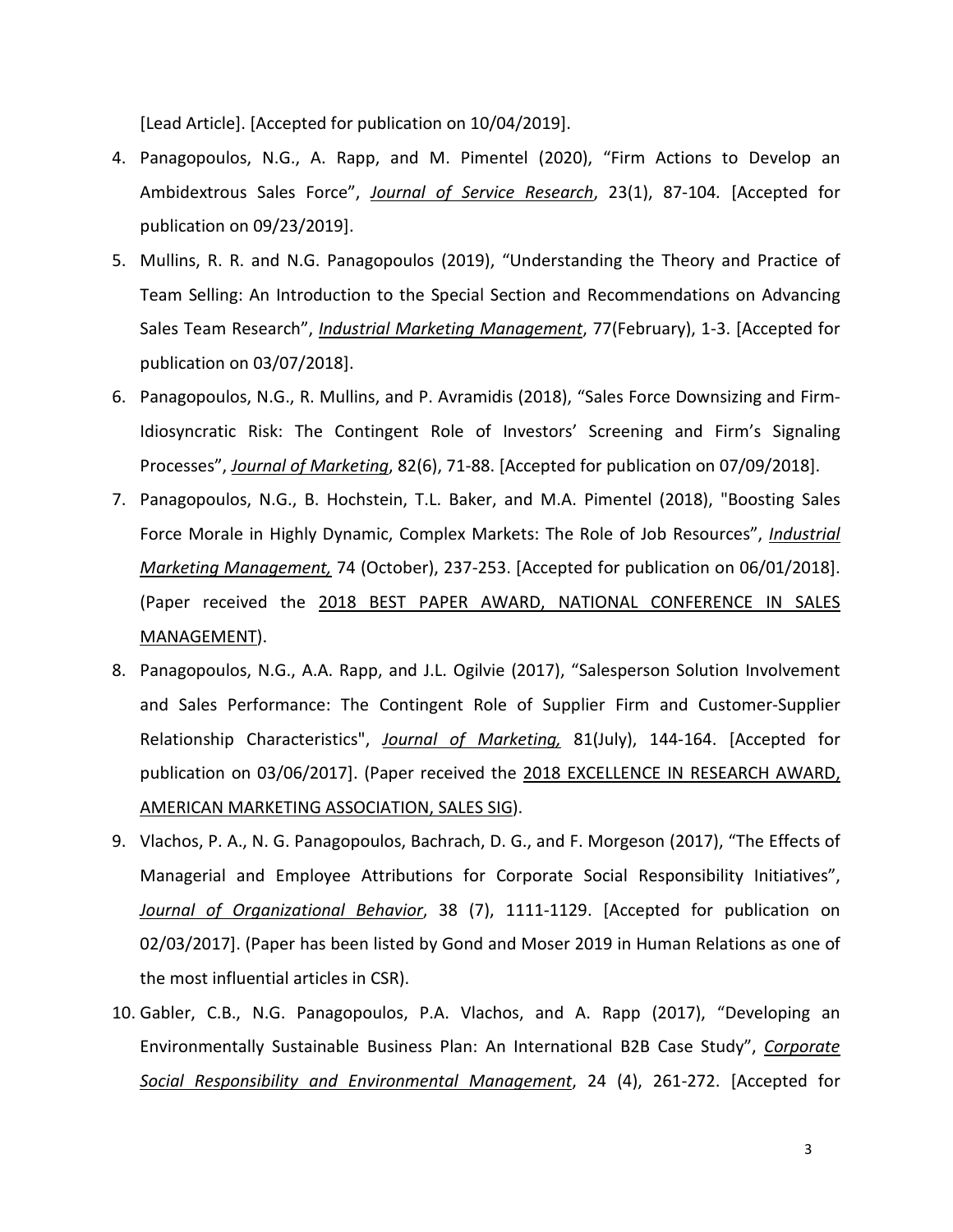[Lead Article]. [Accepted for publication on 10/04/2019].

4. Panagopoulos, N.G., A. Rapp, and M. Pimentel (2020), "Firm Actions to Develop an Ambidextrous Sales Force", <u>*Journal of Service Research*</u>, 23(1), 87-104. [Accepted for publication on 09/23/2019].
5. Mullins, R. R. and N.G. Panagopoulos (2019), "Understanding the Theory and Practice of Team Selling: An Introduction to the Special Section and Recommendations on Advancing Sales Team Research", <u>*Industrial Marketing Management*</u>, 77(February), 1-3. [Accepted for publication on 03/07/2018].
6. Panagopoulos, N.G., R. Mullins, and P. Avramidis (2018), "Sales Force Downsizing and Firm-Idiosyncratic Risk: The Contingent Role of Investors' Screening and Firm's Signaling Processes", <u>*Journal of Marketing*</u>, 82(6), 71-88. [Accepted for publication on 07/09/2018].
7. Panagopoulos, N.G., B. Hochstein, T.L. Baker, and M.A. Pimentel (2018), "Boosting Sales Force Morale in Highly Dynamic, Complex Markets: The Role of Job Resources", <u>*Industrial Marketing Management,*</u> 74 (October), 237-253. [Accepted for publication on 06/01/2018]. (Paper received the <u>2018 BEST PAPER AWARD, NATIONAL CONFERENCE IN SALES MANAGEMENT</u>).
8. Panagopoulos, N.G., A.A. Rapp, and J.L. Ogilvie (2017), "Salesperson Solution Involvement and Sales Performance: The Contingent Role of Supplier Firm and Customer-Supplier Relationship Characteristics", <u>*Journal of Marketing,*</u> 81(July), 144-164. [Accepted for publication on 03/06/2017]. (Paper received the <u>2018 EXCELLENCE IN RESEARCH AWARD, AMERICAN MARKETING ASSOCIATION, SALES SIG</u>).
9. Vlachos, P. A., N. G. Panagopoulos, Bachrach, D. G., and F. Morgeson (2017), "The Effects of Managerial and Employee Attributions for Corporate Social Responsibility Initiatives", <u>*Journal of Organizational Behavior*</u>, 38 (7), 1111-1129. [Accepted for publication on 02/03/2017]. (Paper has been listed by Gond and Moser 2019 in Human Relations as one of the most influential articles in CSR).
10. Gabler, C.B., N.G. Panagopoulos, P.A. Vlachos, and A. Rapp (2017), "Developing an Environmentally Sustainable Business Plan: An International B2B Case Study", <u>*Corporate Social Responsibility and Environmental Management*</u>, 24 (4), 261-272. [Accepted for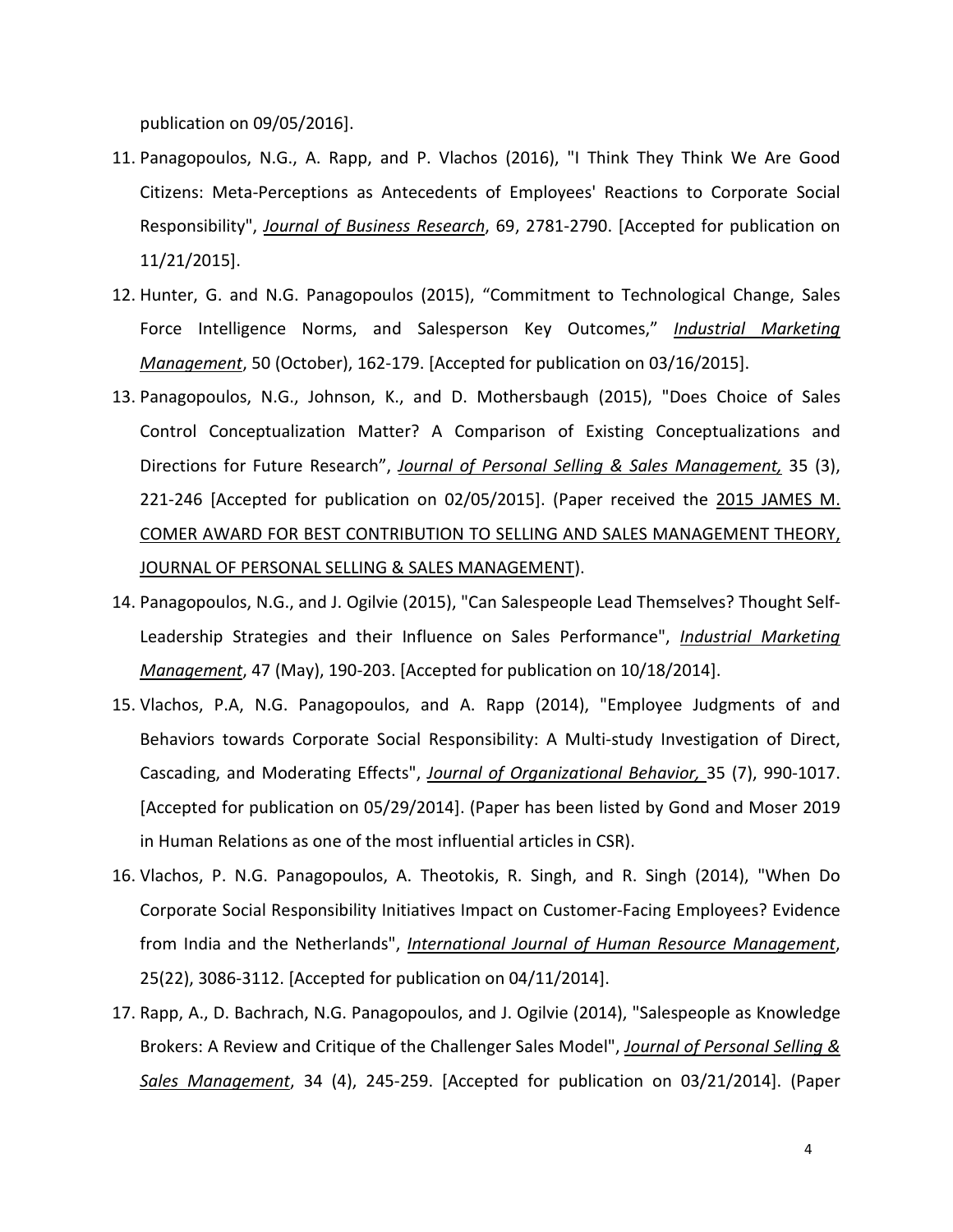publication on 09/05/2016].

11. Panagopoulos, N.G., A. Rapp, and P. Vlachos (2016), "I Think They Think We Are Good Citizens: Meta-Perceptions as Antecedents of Employees' Reactions to Corporate Social Responsibility", ***Journal of Business Research***, 69, 2781-2790. [Accepted for publication on 11/21/2015].
12. Hunter, G. and N.G. Panagopoulos (2015), "Commitment to Technological Change, Sales Force Intelligence Norms, and Salesperson Key Outcomes," ***Industrial Marketing Management***, 50 (October), 162-179. [Accepted for publication on 03/16/2015].
13. Panagopoulos, N.G., Johnson, K., and D. Mothersbaugh (2015), "Does Choice of Sales Control Conceptualization Matter? A Comparison of Existing Conceptualizations and Directions for Future Research", ***Journal of Personal Selling & Sales Management,*** 35 (3), 221-246 [Accepted for publication on 02/05/2015]. (Paper received the 2015 JAMES M. COMER AWARD FOR BEST CONTRIBUTION TO SELLING AND SALES MANAGEMENT THEORY, JOURNAL OF PERSONAL SELLING & SALES MANAGEMENT).
14. Panagopoulos, N.G., and J. Ogilvie (2015), "Can Salespeople Lead Themselves? Thought Self-Leadership Strategies and their Influence on Sales Performance", ***Industrial Marketing Management***, 47 (May), 190-203. [Accepted for publication on 10/18/2014].
15. Vlachos, P.A, N.G. Panagopoulos, and A. Rapp (2014), "Employee Judgments of and Behaviors towards Corporate Social Responsibility: A Multi-study Investigation of Direct, Cascading, and Moderating Effects", ***Journal of Organizational Behavior,*** 35 (7), 990-1017. [Accepted for publication on 05/29/2014]. (Paper has been listed by Gond and Moser 2019 in Human Relations as one of the most influential articles in CSR).
16. Vlachos, P. N.G. Panagopoulos, A. Theotokis, R. Singh, and R. Singh (2014), "When Do Corporate Social Responsibility Initiatives Impact on Customer-Facing Employees? Evidence from India and the Netherlands", ***International Journal of Human Resource Management***, 25(22), 3086-3112. [Accepted for publication on 04/11/2014].
17. Rapp, A., D. Bachrach, N.G. Panagopoulos, and J. Ogilvie (2014), "Salespeople as Knowledge Brokers: A Review and Critique of the Challenger Sales Model", ***Journal of Personal Selling & Sales Management***, 34 (4), 245-259. [Accepted for publication on 03/21/2014]. (Paper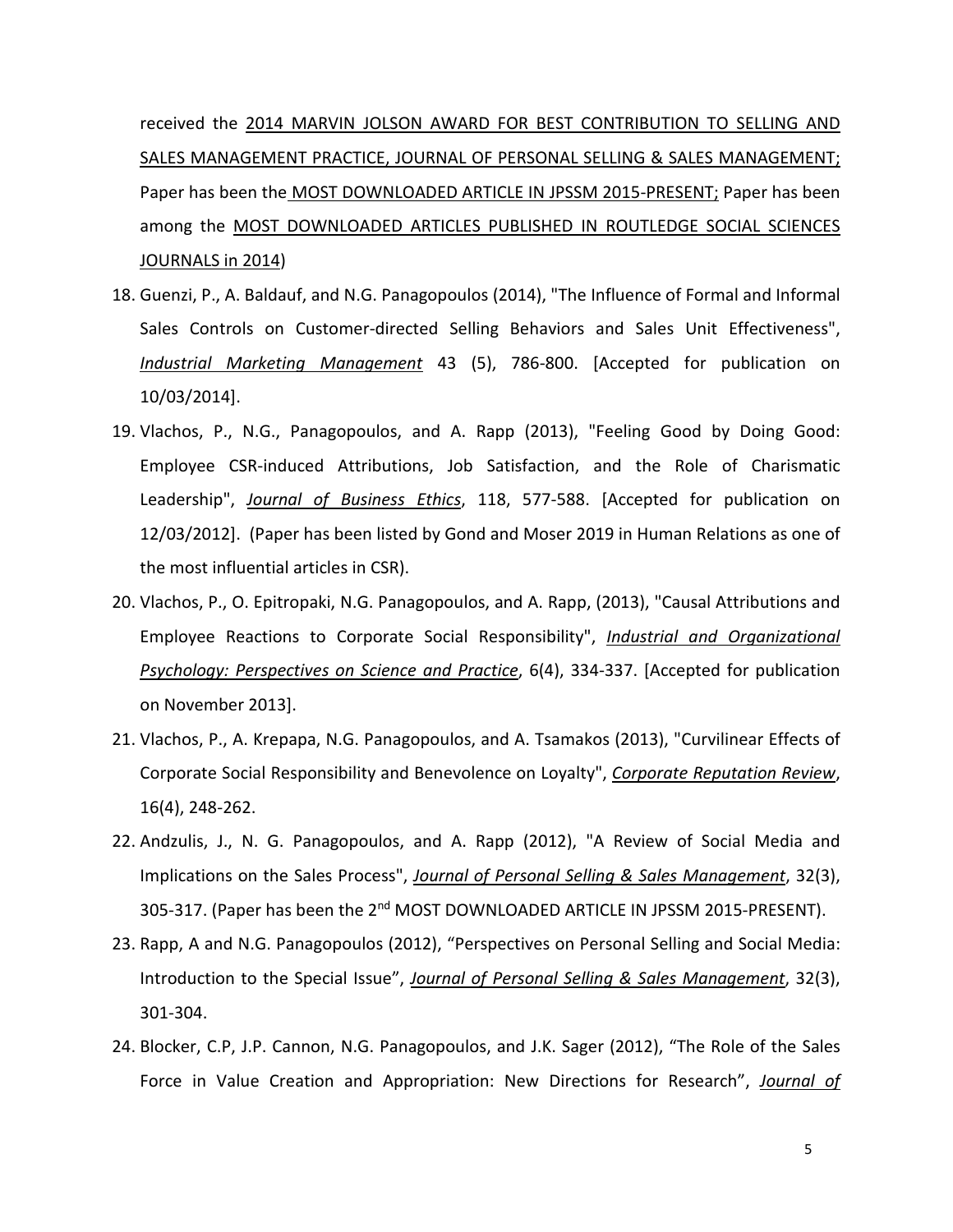received the <u>2014 MARVIN JOLSON AWARD FOR BEST CONTRIBUTION TO SELLING AND SALES MANAGEMENT PRACTICE, JOURNAL OF PERSONAL SELLING & SALES MANAGEMENT;</u> Paper has been the <u>MOST DOWNLOADED ARTICLE IN JPSSM 2015-PRESENT;</u> Paper has been among the <u>MOST DOWNLOADED ARTICLES PUBLISHED IN ROUTLEDGE SOCIAL SCIENCES JOURNALS in 2014</u>)

18. Guenzi, P., A. Baldauf, and N.G. Panagopoulos (2014), "The Influence of Formal and Informal Sales Controls on Customer-directed Selling Behaviors and Sales Unit Effectiveness", <u>*Industrial Marketing Management*</u> 43 (5), 786-800. [Accepted for publication on 10/03/2014].
19. Vlachos, P., N.G., Panagopoulos, and A. Rapp (2013), "Feeling Good by Doing Good: Employee CSR-induced Attributions, Job Satisfaction, and the Role of Charismatic Leadership", <u>*Journal of Business Ethics*</u>, 118, 577-588. [Accepted for publication on 12/03/2012]. (Paper has been listed by Gond and Moser 2019 in Human Relations as one of the most influential articles in CSR).
20. Vlachos, P., O. Epitropaki, N.G. Panagopoulos, and A. Rapp, (2013), "Causal Attributions and Employee Reactions to Corporate Social Responsibility", <u>*Industrial and Organizational Psychology: Perspectives on Science and Practice*</u>, 6(4), 334-337. [Accepted for publication on November 2013].
21. Vlachos, P., A. Krepapa, N.G. Panagopoulos, and A. Tsamakos (2013), "Curvilinear Effects of Corporate Social Responsibility and Benevolence on Loyalty", <u>*Corporate Reputation Review*</u>, 16(4), 248-262.
22. Andzulis, J., N. G. Panagopoulos, and A. Rapp (2012), "A Review of Social Media and Implications on the Sales Process", <u>*Journal of Personal Selling & Sales Management*</u>, 32(3), 305-317. (Paper has been the 2nd MOST DOWNLOADED ARTICLE IN JPSSM 2015-PRESENT).
23. Rapp, A and N.G. Panagopoulos (2012), "Perspectives on Personal Selling and Social Media: Introduction to the Special Issue", <u>*Journal of Personal Selling & Sales Management*</u>, 32(3), 301-304.
24. Blocker, C.P, J.P. Cannon, N.G. Panagopoulos, and J.K. Sager (2012), "The Role of the Sales Force in Value Creation and Appropriation: New Directions for Research", <u>*Journal of*</u>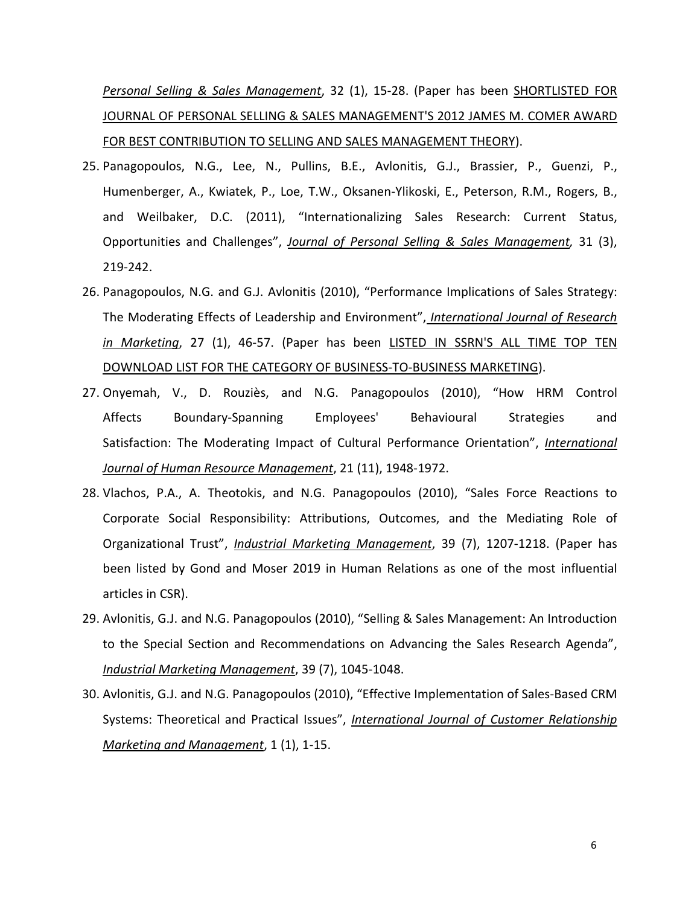*Personal Selling & Sales Management*, 32 (1), 15-28. (Paper has been SHORTLISTED FOR JOURNAL OF PERSONAL SELLING & SALES MANAGEMENT'S 2012 JAMES M. COMER AWARD FOR BEST CONTRIBUTION TO SELLING AND SALES MANAGEMENT THEORY).

25. Panagopoulos, N.G., Lee, N., Pullins, B.E., Avlonitis, G.J., Brassier, P., Guenzi, P., Humenberger, A., Kwiatek, P., Loe, T.W., Oksanen-Ylikoski, E., Peterson, R.M., Rogers, B., and Weilbaker, D.C. (2011), "Internationalizing Sales Research: Current Status, Opportunities and Challenges", *Journal of Personal Selling & Sales Management,* 31 (3), 219-242.
26. Panagopoulos, N.G. and G.J. Avlonitis (2010), "Performance Implications of Sales Strategy: The Moderating Effects of Leadership and Environment", *International Journal of Research in Marketing*, 27 (1), 46-57. (Paper has been LISTED IN SSRN'S ALL TIME TOP TEN DOWNLOAD LIST FOR THE CATEGORY OF BUSINESS-TO-BUSINESS MARKETING).
27. Onyemah, V., D. Rouziès, and N.G. Panagopoulos (2010), "How HRM Control Affects Boundary-Spanning Employees' Behavioural Strategies and Satisfaction: The Moderating Impact of Cultural Performance Orientation", *International Journal of Human Resource Management*, 21 (11), 1948-1972.
28. Vlachos, P.A., A. Theotokis, and N.G. Panagopoulos (2010), "Sales Force Reactions to Corporate Social Responsibility: Attributions, Outcomes, and the Mediating Role of Organizational Trust", *Industrial Marketing Management*, 39 (7), 1207-1218. (Paper has been listed by Gond and Moser 2019 in Human Relations as one of the most influential articles in CSR).
29. Avlonitis, G.J. and N.G. Panagopoulos (2010), "Selling & Sales Management: An Introduction to the Special Section and Recommendations on Advancing the Sales Research Agenda", *Industrial Marketing Management*, 39 (7), 1045-1048.
30. Avlonitis, G.J. and N.G. Panagopoulos (2010), "Effective Implementation of Sales-Based CRM Systems: Theoretical and Practical Issues", *International Journal of Customer Relationship Marketing and Management*, 1 (1), 1-15.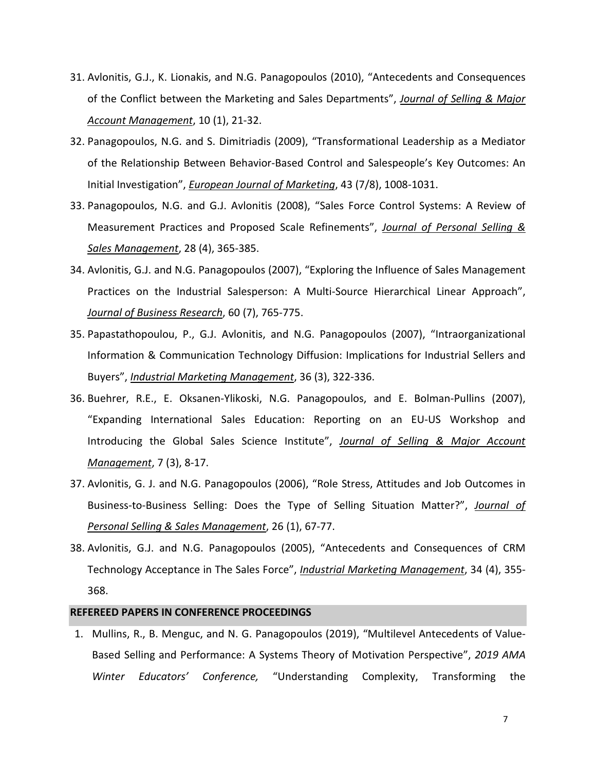31. Avlonitis, G.J., K. Lionakis, and N.G. Panagopoulos (2010), "Antecedents and Consequences of the Conflict between the Marketing and Sales Departments", ***Journal of Selling & Major Account Management***, 10 (1), 21-32.
32. Panagopoulos, N.G. and S. Dimitriadis (2009), "Transformational Leadership as a Mediator of the Relationship Between Behavior-Based Control and Salespeople's Key Outcomes: An Initial Investigation", ***European Journal of Marketing***, 43 (7/8), 1008-1031.
33. Panagopoulos, N.G. and G.J. Avlonitis (2008), "Sales Force Control Systems: A Review of Measurement Practices and Proposed Scale Refinements", ***Journal of Personal Selling & Sales Management***, 28 (4), 365-385.
34. Avlonitis, G.J. and N.G. Panagopoulos (2007), "Exploring the Influence of Sales Management Practices on the Industrial Salesperson: A Multi-Source Hierarchical Linear Approach", ***Journal of Business Research***, 60 (7), 765-775.
35. Papastathopoulou, P., G.J. Avlonitis, and N.G. Panagopoulos (2007), "Intraorganizational Information & Communication Technology Diffusion: Implications for Industrial Sellers and Buyers", ***Industrial Marketing Management***, 36 (3), 322-336.
36. Buehrer, R.E., E. Oksanen-Ylikoski, N.G. Panagopoulos, and E. Bolman-Pullins (2007), "Expanding International Sales Education: Reporting on an EU-US Workshop and Introducing the Global Sales Science Institute", ***Journal of Selling & Major Account Management***, 7 (3), 8-17.
37. Avlonitis, G. J. and N.G. Panagopoulos (2006), "Role Stress, Attitudes and Job Outcomes in Business-to-Business Selling: Does the Type of Selling Situation Matter?", ***Journal of Personal Selling & Sales Management***, 26 (1), 67-77.
38. Avlonitis, G.J. and N.G. Panagopoulos (2005), "Antecedents and Consequences of CRM Technology Acceptance in The Sales Force", ***Industrial Marketing Management***, 34 (4), 355-368.

## REFEREED PAPERS IN CONFERENCE PROCEEDINGS

1. Mullins, R., B. Menguc, and N. G. Panagopoulos (2019), "Multilevel Antecedents of Value-Based Selling and Performance: A Systems Theory of Motivation Perspective", *2019 AMA Winter Educators' Conference,* "Understanding Complexity, Transforming the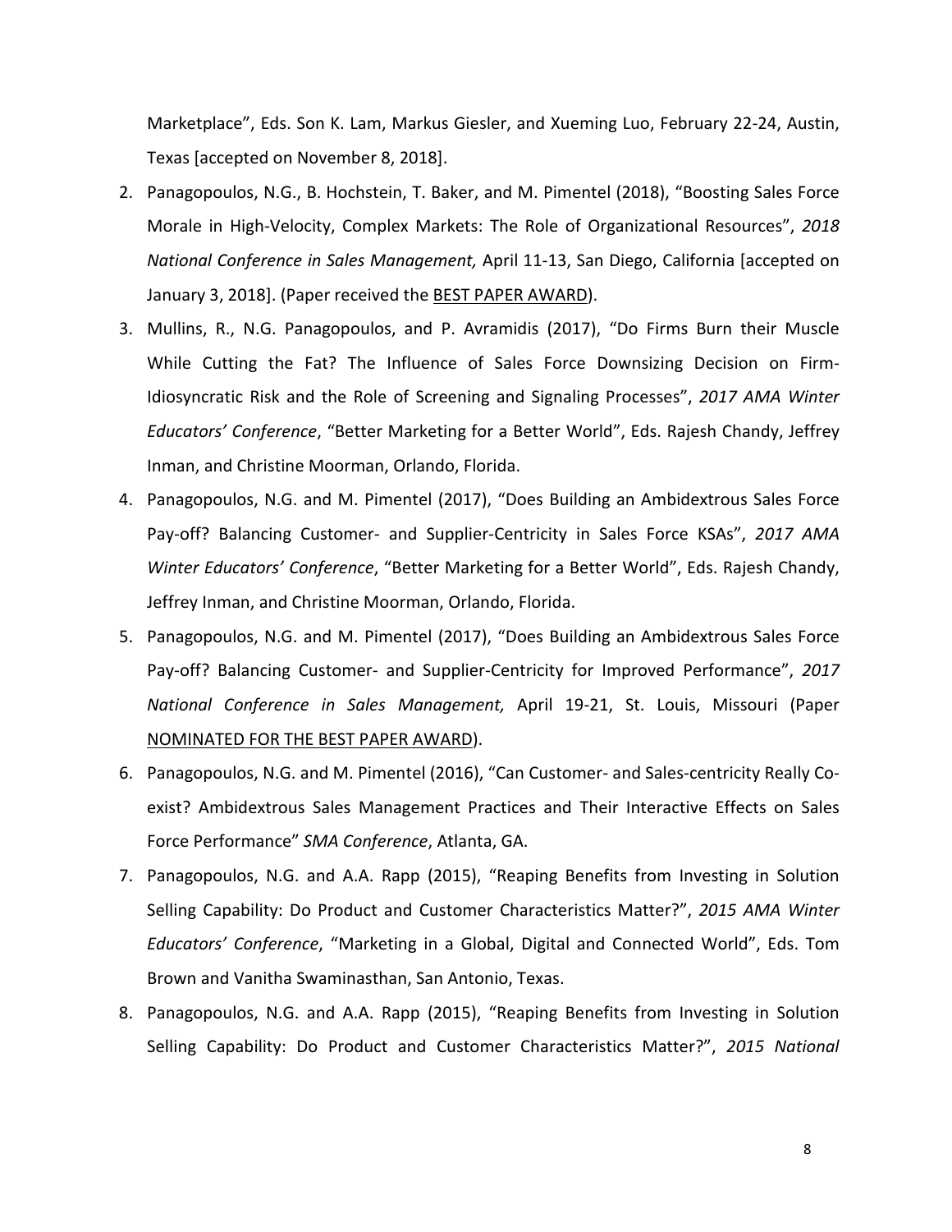Marketplace", Eds. Son K. Lam, Markus Giesler, and Xueming Luo, February 22-24, Austin, Texas [accepted on November 8, 2018].

2. Panagopoulos, N.G., B. Hochstein, T. Baker, and M. Pimentel (2018), "Boosting Sales Force Morale in High-Velocity, Complex Markets: The Role of Organizational Resources", *2018 National Conference in Sales Management,* April 11-13, San Diego, California [accepted on January 3, 2018]. (Paper received the <u>BEST PAPER AWARD</u>).
3. Mullins, R., N.G. Panagopoulos, and P. Avramidis (2017), "Do Firms Burn their Muscle While Cutting the Fat? The Influence of Sales Force Downsizing Decision on Firm-Idiosyncratic Risk and the Role of Screening and Signaling Processes", *2017 AMA Winter Educators' Conference*, "Better Marketing for a Better World", Eds. Rajesh Chandy, Jeffrey Inman, and Christine Moorman, Orlando, Florida.
4. Panagopoulos, N.G. and M. Pimentel (2017), "Does Building an Ambidextrous Sales Force Pay-off? Balancing Customer- and Supplier-Centricity in Sales Force KSAs", *2017 AMA Winter Educators' Conference*, "Better Marketing for a Better World", Eds. Rajesh Chandy, Jeffrey Inman, and Christine Moorman, Orlando, Florida.
5. Panagopoulos, N.G. and M. Pimentel (2017), "Does Building an Ambidextrous Sales Force Pay-off? Balancing Customer- and Supplier-Centricity for Improved Performance", *2017 National Conference in Sales Management,* April 19-21, St. Louis, Missouri (Paper <u>NOMINATED FOR THE BEST PAPER AWARD</u>).
6. Panagopoulos, N.G. and M. Pimentel (2016), "Can Customer- and Sales-centricity Really Co-exist? Ambidextrous Sales Management Practices and Their Interactive Effects on Sales Force Performance" *SMA Conference*, Atlanta, GA.
7. Panagopoulos, N.G. and A.A. Rapp (2015), "Reaping Benefits from Investing in Solution Selling Capability: Do Product and Customer Characteristics Matter?", *2015 AMA Winter Educators' Conference*, "Marketing in a Global, Digital and Connected World", Eds. Tom Brown and Vanitha Swaminasthan, San Antonio, Texas.
8. Panagopoulos, N.G. and A.A. Rapp (2015), "Reaping Benefits from Investing in Solution Selling Capability: Do Product and Customer Characteristics Matter?", *2015 National*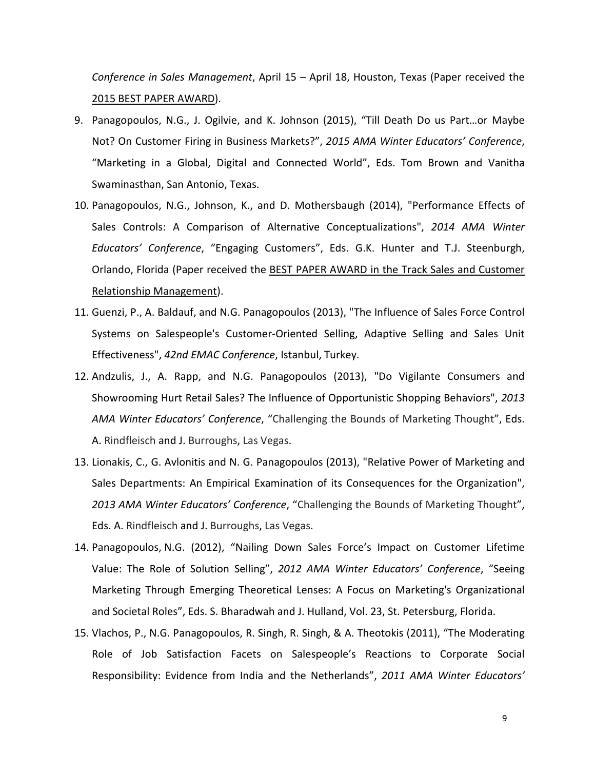*Conference in Sales Management*, April 15 – April 18, Houston, Texas (Paper received the 2015 BEST PAPER AWARD).

9. Panagopoulos, N.G., J. Ogilvie, and K. Johnson (2015), "Till Death Do us Part…or Maybe Not? On Customer Firing in Business Markets?", *2015 AMA Winter Educators' Conference*, "Marketing in a Global, Digital and Connected World", Eds. Tom Brown and Vanitha Swaminasthan, San Antonio, Texas.
10. Panagopoulos, N.G., Johnson, K., and D. Mothersbaugh (2014), "Performance Effects of Sales Controls: A Comparison of Alternative Conceptualizations", *2014 AMA Winter Educators' Conference*, "Engaging Customers", Eds. G.K. Hunter and T.J. Steenburgh, Orlando, Florida (Paper received the BEST PAPER AWARD in the Track Sales and Customer Relationship Management).
11. Guenzi, P., A. Baldauf, and N.G. Panagopoulos (2013), "The Influence of Sales Force Control Systems on Salespeople's Customer-Oriented Selling, Adaptive Selling and Sales Unit Effectiveness", *42nd EMAC Conference*, Istanbul, Turkey.
12. Andzulis, J., A. Rapp, and N.G. Panagopoulos (2013), "Do Vigilante Consumers and Showrooming Hurt Retail Sales? The Influence of Opportunistic Shopping Behaviors", *2013 AMA Winter Educators' Conference*, "Challenging the Bounds of Marketing Thought", Eds. A. Rindfleisch and J. Burroughs, Las Vegas.
13. Lionakis, C., G. Avlonitis and N. G. Panagopoulos (2013), "Relative Power of Marketing and Sales Departments: An Empirical Examination of its Consequences for the Organization", *2013 AMA Winter Educators' Conference*, "Challenging the Bounds of Marketing Thought", Eds. A. Rindfleisch and J. Burroughs, Las Vegas.
14. Panagopoulos, N.G. (2012), "Nailing Down Sales Force's Impact on Customer Lifetime Value: The Role of Solution Selling", *2012 AMA Winter Educators' Conference*, "Seeing Marketing Through Emerging Theoretical Lenses: A Focus on Marketing's Organizational and Societal Roles", Eds. S. Bharadwah and J. Hulland, Vol. 23, St. Petersburg, Florida.
15. Vlachos, P., N.G. Panagopoulos, R. Singh, R. Singh, & A. Theotokis (2011), "The Moderating Role of Job Satisfaction Facets on Salespeople's Reactions to Corporate Social Responsibility: Evidence from India and the Netherlands", *2011 AMA Winter Educators'*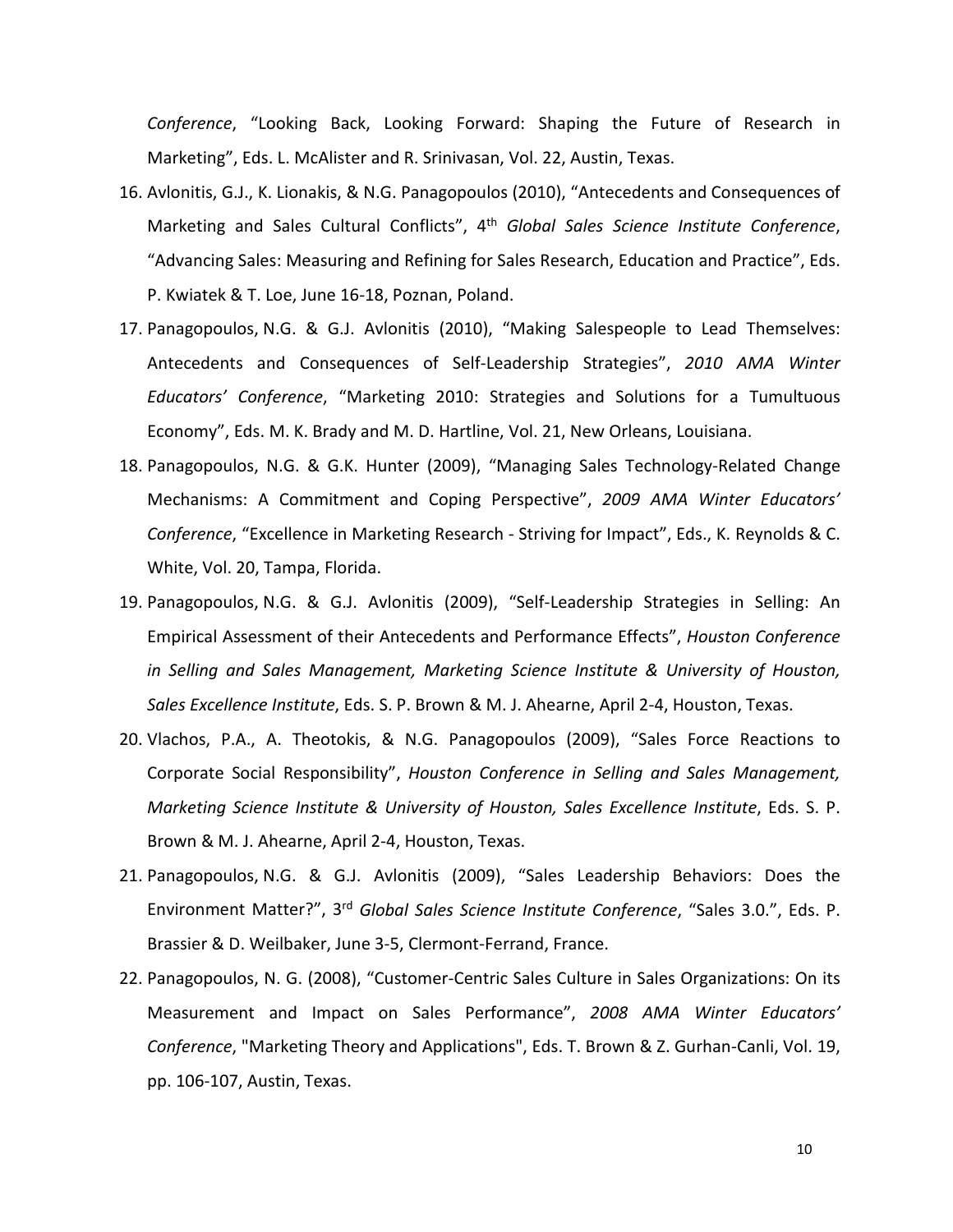*Conference*, "Looking Back, Looking Forward: Shaping the Future of Research in Marketing", Eds. L. McAlister and R. Srinivasan, Vol. 22, Austin, Texas.

16. Avlonitis, G.J., K. Lionakis, & N.G. Panagopoulos (2010), "Antecedents and Consequences of Marketing and Sales Cultural Conflicts", 4th *Global Sales Science Institute Conference*, "Advancing Sales: Measuring and Refining for Sales Research, Education and Practice", Eds. P. Kwiatek & T. Loe, June 16-18, Poznan, Poland.
17. Panagopoulos, N.G. & G.J. Avlonitis (2010), "Making Salespeople to Lead Themselves: Antecedents and Consequences of Self-Leadership Strategies", *2010 AMA Winter Educators' Conference*, "Marketing 2010: Strategies and Solutions for a Tumultuous Economy", Eds. M. K. Brady and M. D. Hartline, Vol. 21, New Orleans, Louisiana.
18. Panagopoulos, N.G. & G.K. Hunter (2009), "Managing Sales Technology-Related Change Mechanisms: A Commitment and Coping Perspective", *2009 AMA Winter Educators' Conference*, "Excellence in Marketing Research - Striving for Impact", Eds., K. Reynolds & C. White, Vol. 20, Tampa, Florida.
19. Panagopoulos, N.G. & G.J. Avlonitis (2009), "Self-Leadership Strategies in Selling: An Empirical Assessment of their Antecedents and Performance Effects", *Houston Conference in Selling and Sales Management, Marketing Science Institute & University of Houston, Sales Excellence Institute*, Eds. S. P. Brown & M. J. Ahearne, April 2-4, Houston, Texas.
20. Vlachos, P.A., A. Theotokis, & N.G. Panagopoulos (2009), "Sales Force Reactions to Corporate Social Responsibility", *Houston Conference in Selling and Sales Management, Marketing Science Institute & University of Houston, Sales Excellence Institute*, Eds. S. P. Brown & M. J. Ahearne, April 2-4, Houston, Texas.
21. Panagopoulos, N.G. & G.J. Avlonitis (2009), "Sales Leadership Behaviors: Does the Environment Matter?", 3rd *Global Sales Science Institute Conference*, "Sales 3.0.", Eds. P. Brassier & D. Weilbaker, June 3-5, Clermont-Ferrand, France.
22. Panagopoulos, N. G. (2008), "Customer-Centric Sales Culture in Sales Organizations: On its Measurement and Impact on Sales Performance", *2008 AMA Winter Educators' Conference*, "Marketing Theory and Applications", Eds. T. Brown & Z. Gurhan-Canli, Vol. 19, pp. 106-107, Austin, Texas.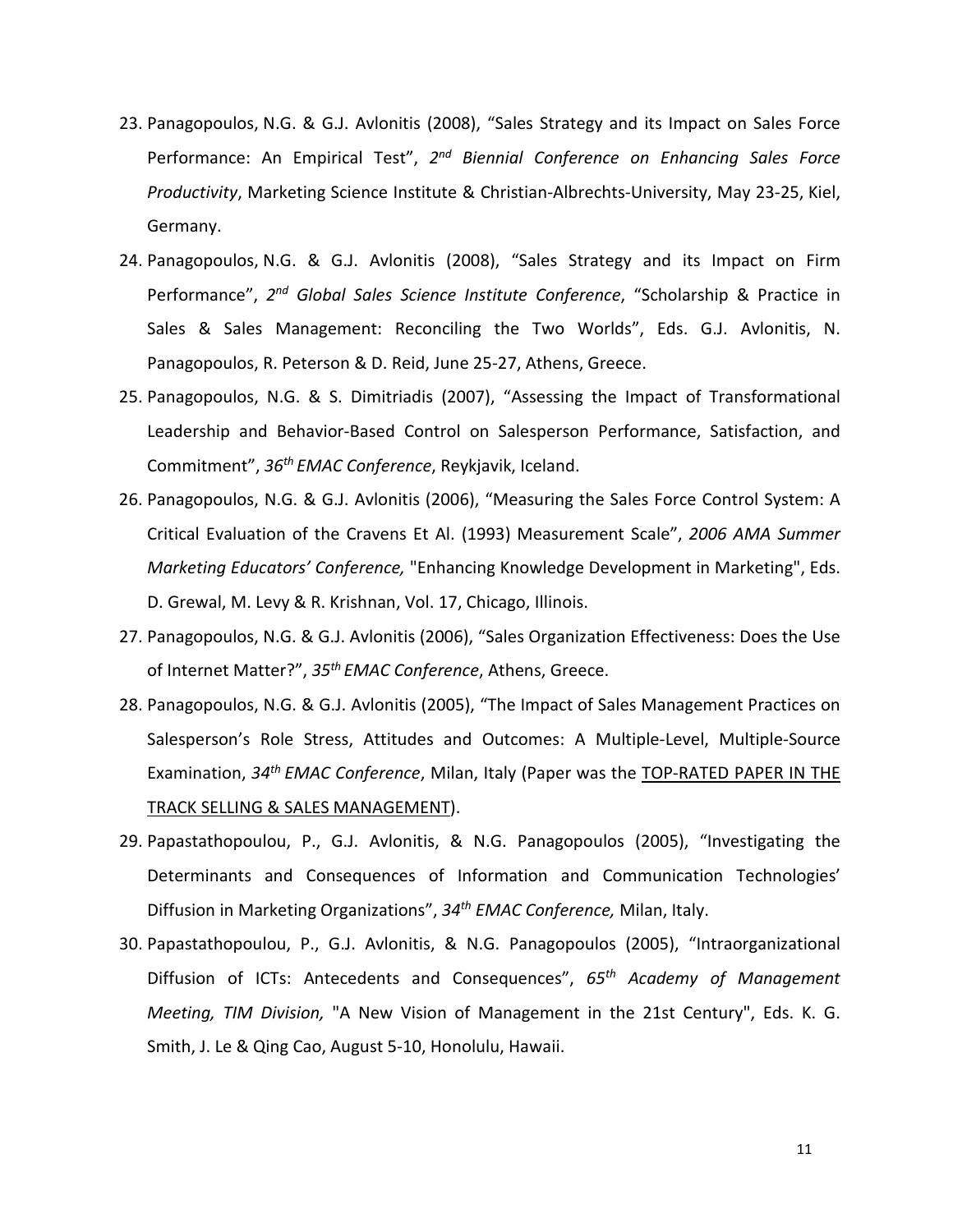23. Panagopoulos, N.G. & G.J. Avlonitis (2008), "Sales Strategy and its Impact on Sales Force Performance: An Empirical Test", *2nd Biennial Conference on Enhancing Sales Force Productivity*, Marketing Science Institute & Christian-Albrechts-University, May 23-25, Kiel, Germany.
24. Panagopoulos, N.G. & G.J. Avlonitis (2008), "Sales Strategy and its Impact on Firm Performance", *2nd Global Sales Science Institute Conference*, "Scholarship & Practice in Sales & Sales Management: Reconciling the Two Worlds", Eds. G.J. Avlonitis, N. Panagopoulos, R. Peterson & D. Reid, June 25-27, Athens, Greece.
25. Panagopoulos, N.G. & S. Dimitriadis (2007), "Assessing the Impact of Transformational Leadership and Behavior-Based Control on Salesperson Performance, Satisfaction, and Commitment", *36th EMAC Conference*, Reykjavik, Iceland.
26. Panagopoulos, N.G. & G.J. Avlonitis (2006), "Measuring the Sales Force Control System: A Critical Evaluation of the Cravens Et Al. (1993) Measurement Scale", *2006 AMA Summer Marketing Educators' Conference,* "Enhancing Knowledge Development in Marketing", Eds. D. Grewal, M. Levy & R. Krishnan, Vol. 17, Chicago, Illinois.
27. Panagopoulos, N.G. & G.J. Avlonitis (2006), "Sales Organization Effectiveness: Does the Use of Internet Matter?", *35th EMAC Conference*, Athens, Greece.
28. Panagopoulos, N.G. & G.J. Avlonitis (2005), "The Impact of Sales Management Practices on Salesperson's Role Stress, Attitudes and Outcomes: A Multiple-Level, Multiple-Source Examination, *34th EMAC Conference*, Milan, Italy (Paper was the TOP-RATED PAPER IN THE TRACK SELLING & SALES MANAGEMENT).
29. Papastathopoulou, P., G.J. Avlonitis, & N.G. Panagopoulos (2005), "Investigating the Determinants and Consequences of Information and Communication Technologies' Diffusion in Marketing Organizations", *34th EMAC Conference,* Milan, Italy.
30. Papastathopoulou, P., G.J. Avlonitis, & N.G. Panagopoulos (2005), "Intraorganizational Diffusion of ICTs: Antecedents and Consequences", *65th Academy of Management Meeting, TIM Division,* "A New Vision of Management in the 21st Century", Eds. K. G. Smith, J. Le & Qing Cao, August 5-10, Honolulu, Hawaii.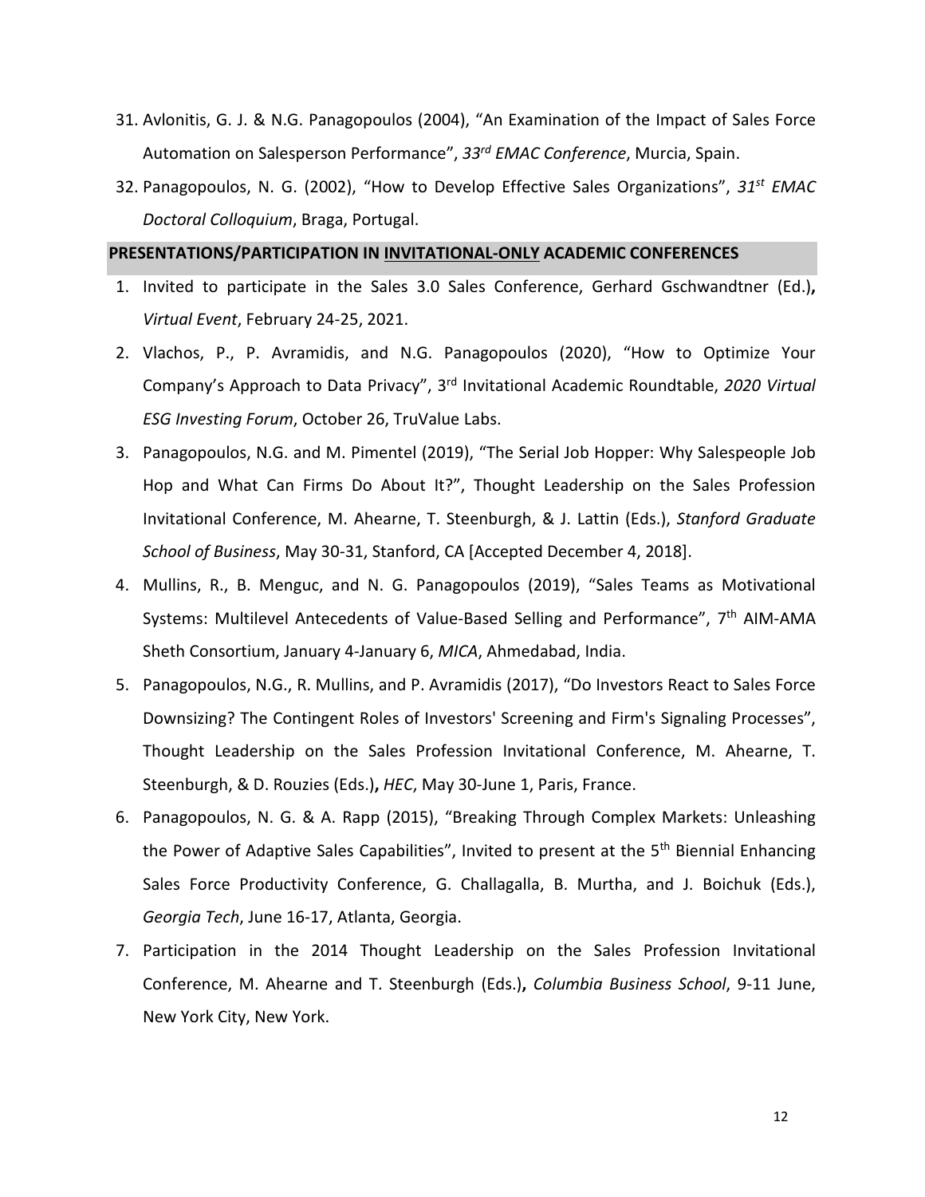31. Avlonitis, G. J. & N.G. Panagopoulos (2004), "An Examination of the Impact of Sales Force Automation on Salesperson Performance", *33rd EMAC Conference*, Murcia, Spain.
32. Panagopoulos, N. G. (2002), "How to Develop Effective Sales Organizations", *31st EMAC Doctoral Colloquium*, Braga, Portugal.

## PRESENTATIONS/PARTICIPATION IN INVITATIONAL-ONLY ACADEMIC CONFERENCES

1. Invited to participate in the Sales 3.0 Sales Conference, Gerhard Gschwandtner (Ed.)**,** *Virtual Event*, February 24-25, 2021.
2. Vlachos, P., P. Avramidis, and N.G. Panagopoulos (2020), "How to Optimize Your Company's Approach to Data Privacy", 3rd Invitational Academic Roundtable, *2020 Virtual ESG Investing Forum*, October 26, TruValue Labs.
3. Panagopoulos, N.G. and M. Pimentel (2019), "The Serial Job Hopper: Why Salespeople Job Hop and What Can Firms Do About It?", Thought Leadership on the Sales Profession Invitational Conference, M. Ahearne, T. Steenburgh, & J. Lattin (Eds.), *Stanford Graduate School of Business*, May 30-31, Stanford, CA [Accepted December 4, 2018].
4. Mullins, R., B. Menguc, and N. G. Panagopoulos (2019), "Sales Teams as Motivational Systems: Multilevel Antecedents of Value-Based Selling and Performance", 7th AIM-AMA Sheth Consortium, January 4-January 6, *MICA*, Ahmedabad, India.
5. Panagopoulos, N.G., R. Mullins, and P. Avramidis (2017), "Do Investors React to Sales Force Downsizing? The Contingent Roles of Investors' Screening and Firm's Signaling Processes", Thought Leadership on the Sales Profession Invitational Conference, M. Ahearne, T. Steenburgh, & D. Rouzies (Eds.)**,** *HEC*, May 30-June 1, Paris, France.
6. Panagopoulos, N. G. & A. Rapp (2015), "Breaking Through Complex Markets: Unleashing the Power of Adaptive Sales Capabilities", Invited to present at the 5th Biennial Enhancing Sales Force Productivity Conference, G. Challagalla, B. Murtha, and J. Boichuk (Eds.), *Georgia Tech*, June 16-17, Atlanta, Georgia.
7. Participation in the 2014 Thought Leadership on the Sales Profession Invitational Conference, M. Ahearne and T. Steenburgh (Eds.)**,** *Columbia Business School*, 9-11 June, New York City, New York.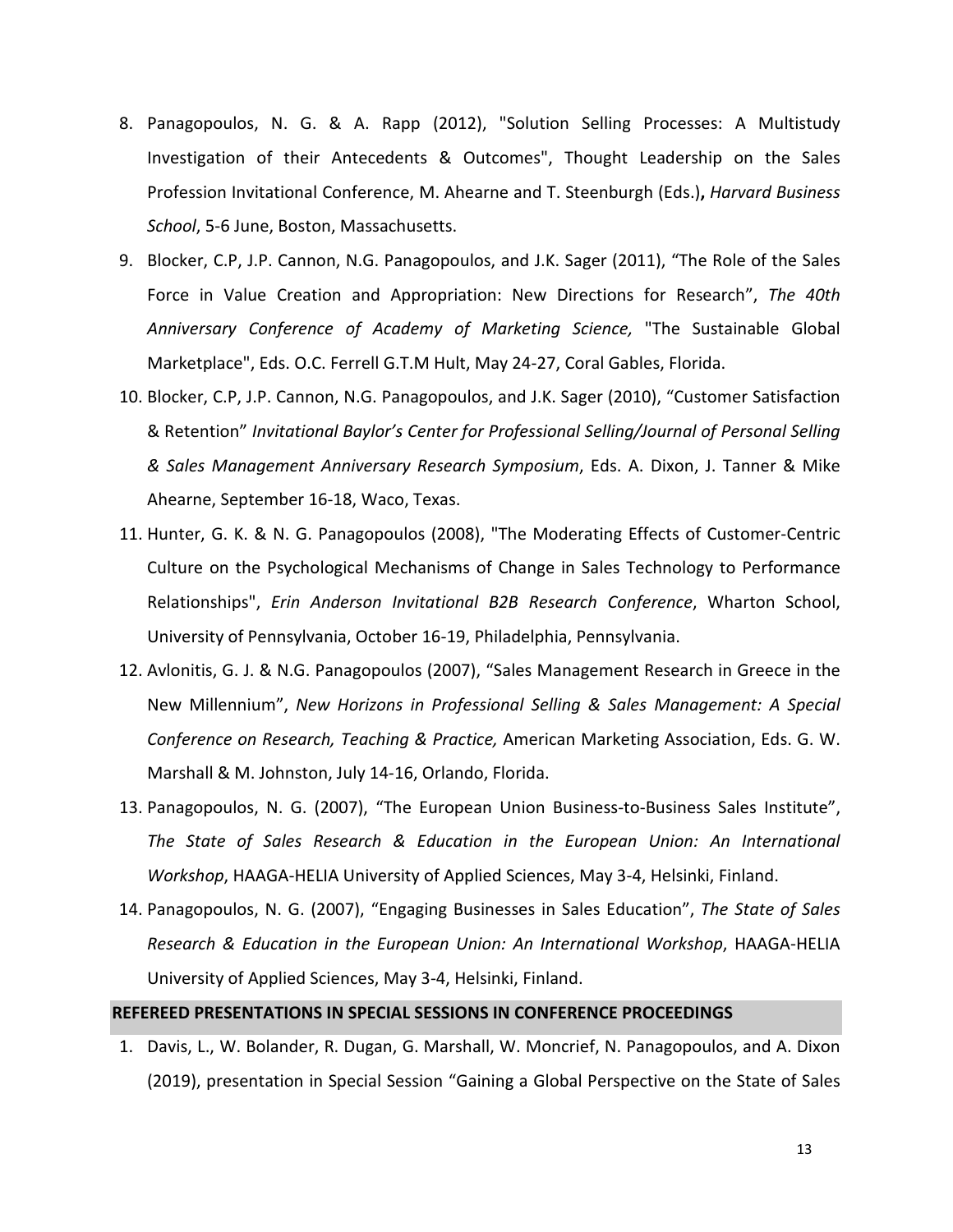8. Panagopoulos, N. G. & A. Rapp (2012), "Solution Selling Processes: A Multistudy Investigation of their Antecedents & Outcomes", Thought Leadership on the Sales Profession Invitational Conference, M. Ahearne and T. Steenburgh (Eds.)**,** *Harvard Business School*, 5-6 June, Boston, Massachusetts.
9. Blocker, C.P, J.P. Cannon, N.G. Panagopoulos, and J.K. Sager (2011), "The Role of the Sales Force in Value Creation and Appropriation: New Directions for Research", *The 40th Anniversary Conference of Academy of Marketing Science,* "The Sustainable Global Marketplace", Eds. O.C. Ferrell G.T.M Hult, May 24-27, Coral Gables, Florida.
10. Blocker, C.P, J.P. Cannon, N.G. Panagopoulos, and J.K. Sager (2010), "Customer Satisfaction & Retention" *Invitational Baylor's Center for Professional Selling/Journal of Personal Selling & Sales Management Anniversary Research Symposium*, Eds. A. Dixon, J. Tanner & Mike Ahearne, September 16-18, Waco, Texas.
11. Hunter, G. K. & N. G. Panagopoulos (2008), "The Moderating Effects of Customer-Centric Culture on the Psychological Mechanisms of Change in Sales Technology to Performance Relationships", *Erin Anderson Invitational B2B Research Conference*, Wharton School, University of Pennsylvania, October 16-19, Philadelphia, Pennsylvania.
12. Avlonitis, G. J. & N.G. Panagopoulos (2007), "Sales Management Research in Greece in the New Millennium", *New Horizons in Professional Selling & Sales Management: A Special Conference on Research, Teaching & Practice,* American Marketing Association, Eds. G. W. Marshall & M. Johnston, July 14-16, Orlando, Florida.
13. Panagopoulos, N. G. (2007), "The European Union Business-to-Business Sales Institute", *The State of Sales Research & Education in the European Union: An International Workshop*, HAAGA-HELIA University of Applied Sciences, May 3-4, Helsinki, Finland.
14. Panagopoulos, N. G. (2007), "Engaging Businesses in Sales Education", *The State of Sales Research & Education in the European Union: An International Workshop*, HAAGA-HELIA University of Applied Sciences, May 3-4, Helsinki, Finland.

## REFEREED PRESENTATIONS IN SPECIAL SESSIONS IN CONFERENCE PROCEEDINGS

1. Davis, L., W. Bolander, R. Dugan, G. Marshall, W. Moncrief, N. Panagopoulos, and A. Dixon (2019), presentation in Special Session "Gaining a Global Perspective on the State of Sales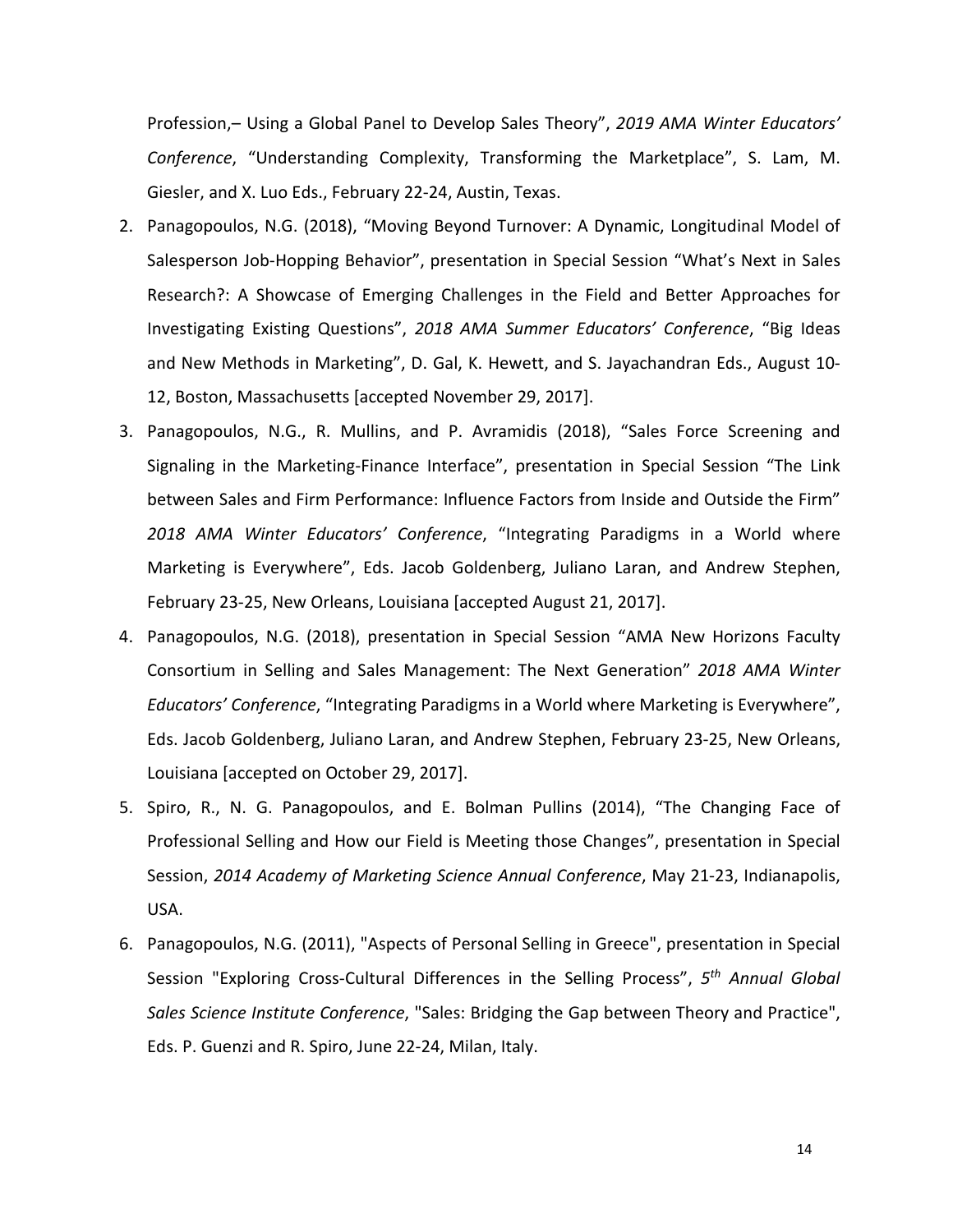Profession,– Using a Global Panel to Develop Sales Theory", *2019 AMA Winter Educators' Conference*, "Understanding Complexity, Transforming the Marketplace", S. Lam, M. Giesler, and X. Luo Eds., February 22-24, Austin, Texas.

2. Panagopoulos, N.G. (2018), "Moving Beyond Turnover: A Dynamic, Longitudinal Model of Salesperson Job-Hopping Behavior", presentation in Special Session "What's Next in Sales Research?: A Showcase of Emerging Challenges in the Field and Better Approaches for Investigating Existing Questions", *2018 AMA Summer Educators' Conference*, "Big Ideas and New Methods in Marketing", D. Gal, K. Hewett, and S. Jayachandran Eds., August 10-12, Boston, Massachusetts [accepted November 29, 2017].
3. Panagopoulos, N.G., R. Mullins, and P. Avramidis (2018), "Sales Force Screening and Signaling in the Marketing-Finance Interface", presentation in Special Session "The Link between Sales and Firm Performance: Influence Factors from Inside and Outside the Firm" *2018 AMA Winter Educators' Conference*, "Integrating Paradigms in a World where Marketing is Everywhere", Eds. Jacob Goldenberg, Juliano Laran, and Andrew Stephen, February 23-25, New Orleans, Louisiana [accepted August 21, 2017].
4. Panagopoulos, N.G. (2018), presentation in Special Session "AMA New Horizons Faculty Consortium in Selling and Sales Management: The Next Generation" *2018 AMA Winter Educators' Conference*, "Integrating Paradigms in a World where Marketing is Everywhere", Eds. Jacob Goldenberg, Juliano Laran, and Andrew Stephen, February 23-25, New Orleans, Louisiana [accepted on October 29, 2017].
5. Spiro, R., N. G. Panagopoulos, and E. Bolman Pullins (2014), "The Changing Face of Professional Selling and How our Field is Meeting those Changes", presentation in Special Session, *2014 Academy of Marketing Science Annual Conference*, May 21-23, Indianapolis, USA.
6. Panagopoulos, N.G. (2011), "Aspects of Personal Selling in Greece", presentation in Special Session "Exploring Cross-Cultural Differences in the Selling Process", *5th Annual Global Sales Science Institute Conference*, "Sales: Bridging the Gap between Theory and Practice", Eds. P. Guenzi and R. Spiro, June 22-24, Milan, Italy.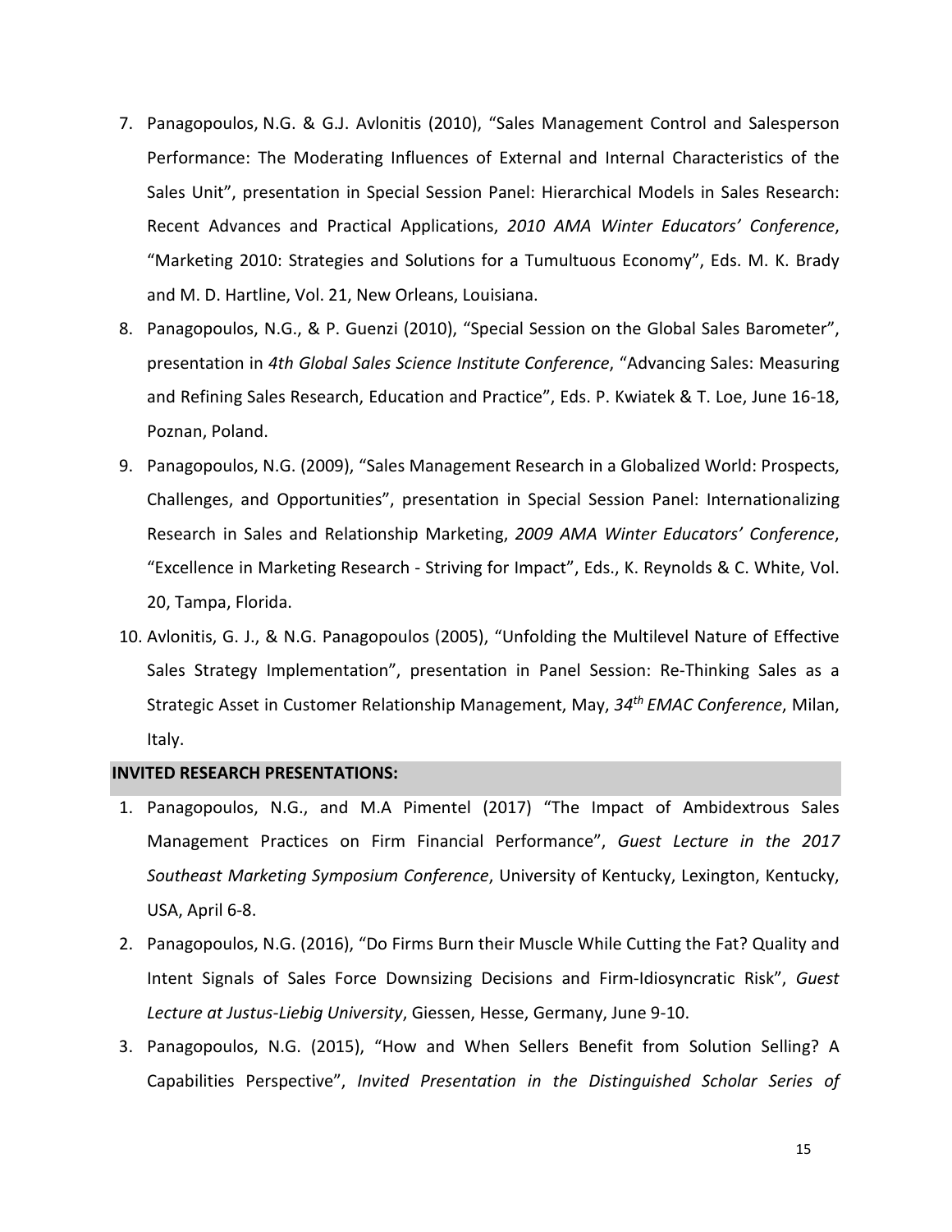7. Panagopoulos, N.G. & G.J. Avlonitis (2010), "Sales Management Control and Salesperson Performance: The Moderating Influences of External and Internal Characteristics of the Sales Unit", presentation in Special Session Panel: Hierarchical Models in Sales Research: Recent Advances and Practical Applications, *2010 AMA Winter Educators' Conference*, "Marketing 2010: Strategies and Solutions for a Tumultuous Economy", Eds. M. K. Brady and M. D. Hartline, Vol. 21, New Orleans, Louisiana.
8. Panagopoulos, N.G., & P. Guenzi (2010), "Special Session on the Global Sales Barometer", presentation in *4th Global Sales Science Institute Conference*, "Advancing Sales: Measuring and Refining Sales Research, Education and Practice", Eds. P. Kwiatek & T. Loe, June 16-18, Poznan, Poland.
9. Panagopoulos, N.G. (2009), "Sales Management Research in a Globalized World: Prospects, Challenges, and Opportunities", presentation in Special Session Panel: Internationalizing Research in Sales and Relationship Marketing, *2009 AMA Winter Educators' Conference*, "Excellence in Marketing Research - Striving for Impact", Eds., K. Reynolds & C. White, Vol. 20, Tampa, Florida.
10. Avlonitis, G. J., & N.G. Panagopoulos (2005), "Unfolding the Multilevel Nature of Effective Sales Strategy Implementation", presentation in Panel Session: Re-Thinking Sales as a Strategic Asset in Customer Relationship Management, May, *34th EMAC Conference*, Milan, Italy.

## INVITED RESEARCH PRESENTATIONS:

1. Panagopoulos, N.G., and M.A Pimentel (2017) "The Impact of Ambidextrous Sales Management Practices on Firm Financial Performance", *Guest Lecture in the 2017 Southeast Marketing Symposium Conference*, University of Kentucky, Lexington, Kentucky, USA, April 6-8.
2. Panagopoulos, N.G. (2016), "Do Firms Burn their Muscle While Cutting the Fat? Quality and Intent Signals of Sales Force Downsizing Decisions and Firm-Idiosyncratic Risk", *Guest Lecture at Justus-Liebig University*, Giessen, Hesse, Germany, June 9-10.
3. Panagopoulos, N.G. (2015), "How and When Sellers Benefit from Solution Selling? A Capabilities Perspective", *Invited Presentation in the Distinguished Scholar Series of*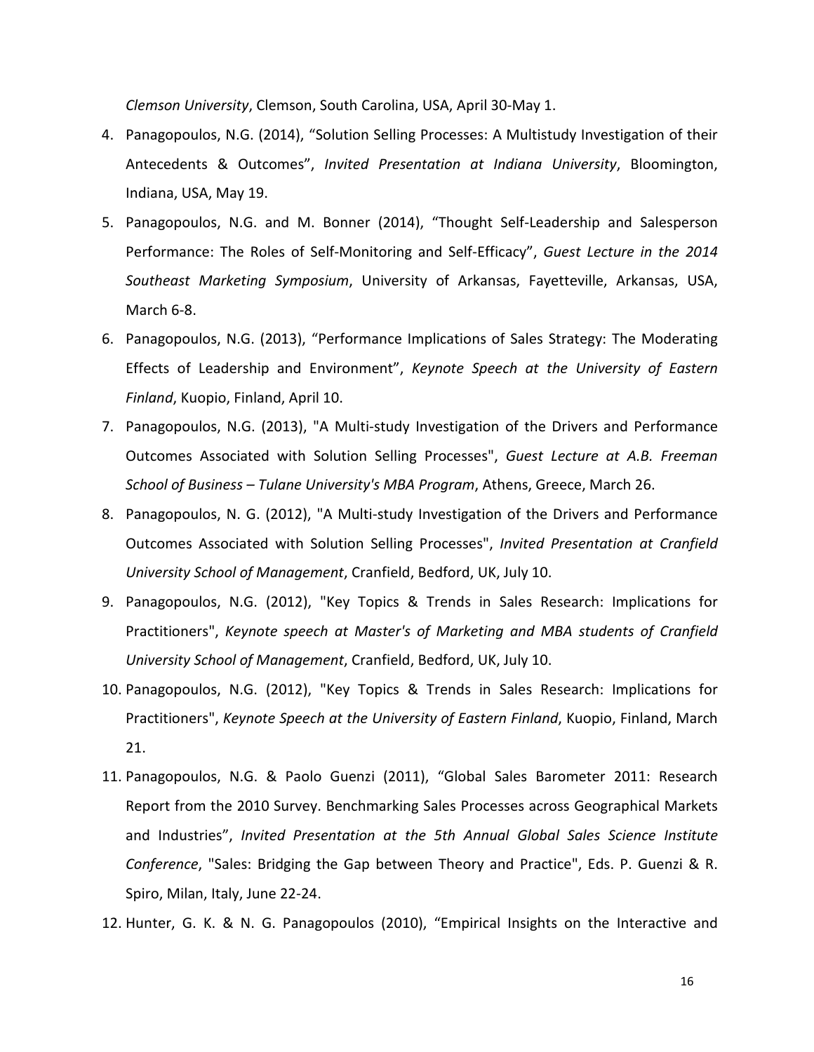*Clemson University*, Clemson, South Carolina, USA, April 30-May 1.

4. Panagopoulos, N.G. (2014), "Solution Selling Processes: A Multistudy Investigation of their Antecedents & Outcomes", *Invited Presentation at Indiana University*, Bloomington, Indiana, USA, May 19.
5. Panagopoulos, N.G. and M. Bonner (2014), "Thought Self-Leadership and Salesperson Performance: The Roles of Self-Monitoring and Self-Efficacy", *Guest Lecture in the 2014 Southeast Marketing Symposium*, University of Arkansas, Fayetteville, Arkansas, USA, March 6-8.
6. Panagopoulos, N.G. (2013), "Performance Implications of Sales Strategy: The Moderating Effects of Leadership and Environment", *Keynote Speech at the University of Eastern Finland*, Kuopio, Finland, April 10.
7. Panagopoulos, N.G. (2013), "A Multi-study Investigation of the Drivers and Performance Outcomes Associated with Solution Selling Processes", *Guest Lecture at A.B. Freeman School of Business – Tulane University's MBA Program*, Athens, Greece, March 26.
8. Panagopoulos, N. G. (2012), "A Multi-study Investigation of the Drivers and Performance Outcomes Associated with Solution Selling Processes", *Invited Presentation at Cranfield University School of Management*, Cranfield, Bedford, UK, July 10.
9. Panagopoulos, N.G. (2012), "Key Topics & Trends in Sales Research: Implications for Practitioners", *Keynote speech at Master's of Marketing and MBA students of Cranfield University School of Management*, Cranfield, Bedford, UK, July 10.
10. Panagopoulos, N.G. (2012), "Key Topics & Trends in Sales Research: Implications for Practitioners", *Keynote Speech at the University of Eastern Finland*, Kuopio, Finland, March 21.
11. Panagopoulos, N.G. & Paolo Guenzi (2011), "Global Sales Barometer 2011: Research Report from the 2010 Survey. Benchmarking Sales Processes across Geographical Markets and Industries", *Invited Presentation at the 5th Annual Global Sales Science Institute Conference*, "Sales: Bridging the Gap between Theory and Practice", Eds. P. Guenzi & R. Spiro, Milan, Italy, June 22-24.
12. Hunter, G. K. & N. G. Panagopoulos (2010), "Empirical Insights on the Interactive and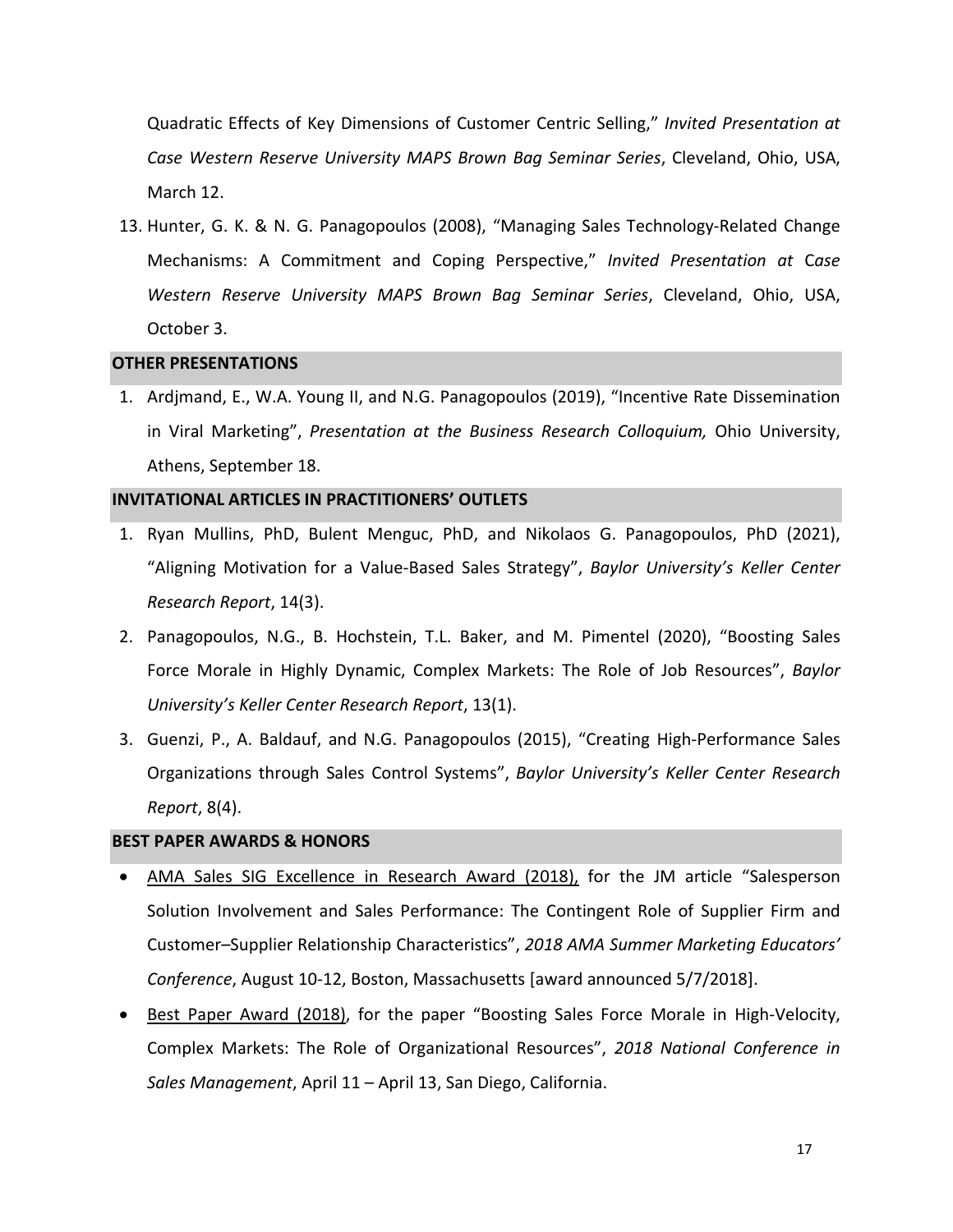Quadratic Effects of Key Dimensions of Customer Centric Selling," *Invited Presentation at Case Western Reserve University MAPS Brown Bag Seminar Series*, Cleveland, Ohio, USA, March 12.

13. Hunter, G. K. & N. G. Panagopoulos (2008), "Managing Sales Technology-Related Change Mechanisms: A Commitment and Coping Perspective," *Invited Presentation at Case Western Reserve University MAPS Brown Bag Seminar Series*, Cleveland, Ohio, USA, October 3.

## OTHER PRESENTATIONS

1. Ardjmand, E., W.A. Young II, and N.G. Panagopoulos (2019), "Incentive Rate Dissemination in Viral Marketing", *Presentation at the Business Research Colloquium,* Ohio University, Athens, September 18.

## INVITATIONAL ARTICLES IN PRACTITIONERS' OUTLETS

1. Ryan Mullins, PhD, Bulent Menguc, PhD, and Nikolaos G. Panagopoulos, PhD (2021), "Aligning Motivation for a Value-Based Sales Strategy", *Baylor University's Keller Center Research Report*, 14(3).
2. Panagopoulos, N.G., B. Hochstein, T.L. Baker, and M. Pimentel (2020), "Boosting Sales Force Morale in Highly Dynamic, Complex Markets: The Role of Job Resources", *Baylor University's Keller Center Research Report*, 13(1).
3. Guenzi, P., A. Baldauf, and N.G. Panagopoulos (2015), "Creating High-Performance Sales Organizations through Sales Control Systems", *Baylor University's Keller Center Research Report*, 8(4).

## BEST PAPER AWARDS & HONORS

- AMA Sales SIG Excellence in Research Award (2018), for the JM article "Salesperson Solution Involvement and Sales Performance: The Contingent Role of Supplier Firm and Customer–Supplier Relationship Characteristics", *2018 AMA Summer Marketing Educators' Conference*, August 10-12, Boston, Massachusetts [award announced 5/7/2018].
- Best Paper Award (2018), for the paper "Boosting Sales Force Morale in High-Velocity, Complex Markets: The Role of Organizational Resources", *2018 National Conference in Sales Management*, April 11 – April 13, San Diego, California.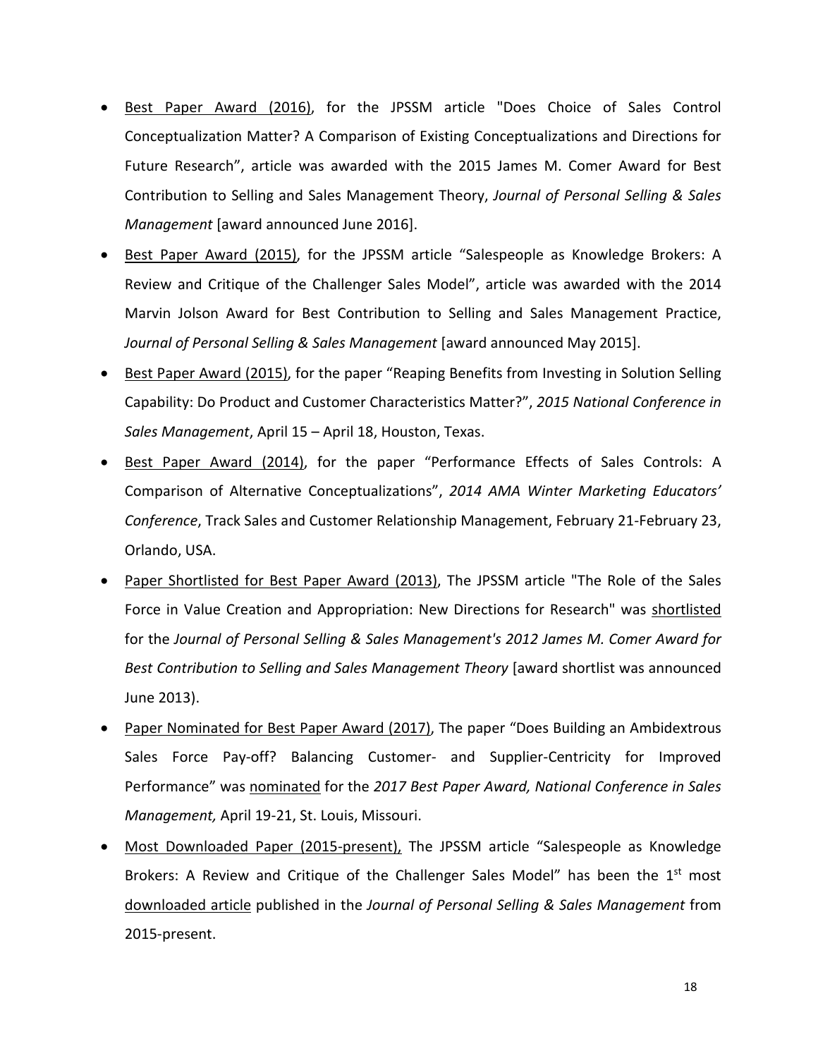- <u>Best Paper Award (2016)</u>, for the JPSSM article "Does Choice of Sales Control Conceptualization Matter? A Comparison of Existing Conceptualizations and Directions for Future Research", article was awarded with the 2015 James M. Comer Award for Best Contribution to Selling and Sales Management Theory, *Journal of Personal Selling & Sales Management* [award announced June 2016].
- <u>Best Paper Award (2015)</u>, for the JPSSM article "Salespeople as Knowledge Brokers: A Review and Critique of the Challenger Sales Model", article was awarded with the 2014 Marvin Jolson Award for Best Contribution to Selling and Sales Management Practice, *Journal of Personal Selling & Sales Management* [award announced May 2015].
- <u>Best Paper Award (2015)</u>, for the paper "Reaping Benefits from Investing in Solution Selling Capability: Do Product and Customer Characteristics Matter?", *2015 National Conference in Sales Management*, April 15 – April 18, Houston, Texas.
- <u>Best Paper Award (2014)</u>, for the paper "Performance Effects of Sales Controls: A Comparison of Alternative Conceptualizations", *2014 AMA Winter Marketing Educators' Conference*, Track Sales and Customer Relationship Management, February 21-February 23, Orlando, USA.
- <u>Paper Shortlisted for Best Paper Award (2013)</u>, The JPSSM article "The Role of the Sales Force in Value Creation and Appropriation: New Directions for Research" was <u>shortlisted</u> for the *Journal of Personal Selling & Sales Management's 2012 James M. Comer Award for Best Contribution to Selling and Sales Management Theory* [award shortlist was announced June 2013).
- <u>Paper Nominated for Best Paper Award (2017)</u>, The paper "Does Building an Ambidextrous Sales Force Pay-off? Balancing Customer- and Supplier-Centricity for Improved Performance" was <u>nominated</u> for the *2017 Best Paper Award, National Conference in Sales Management,* April 19-21, St. Louis, Missouri.
- <u>Most Downloaded Paper (2015-present),</u> The JPSSM article "Salespeople as Knowledge Brokers: A Review and Critique of the Challenger Sales Model" has been the 1st most <u>downloaded article</u> published in the *Journal of Personal Selling & Sales Management* from 2015-present.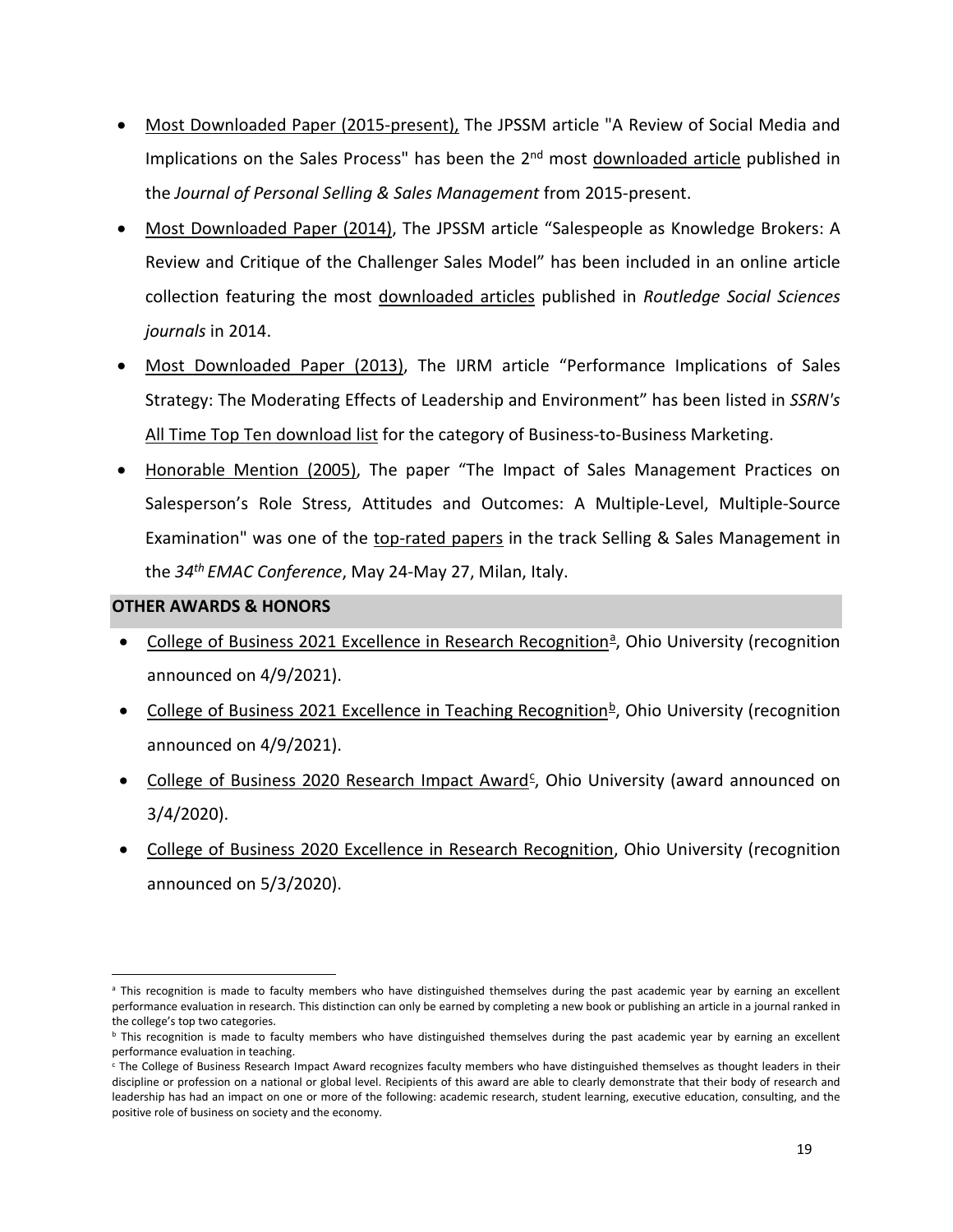- Most Downloaded Paper (2015-present), The JPSSM article "A Review of Social Media and Implications on the Sales Process" has been the 2nd most downloaded article published in the *Journal of Personal Selling & Sales Management* from 2015-present.
- Most Downloaded Paper (2014), The JPSSM article "Salespeople as Knowledge Brokers: A Review and Critique of the Challenger Sales Model" has been included in an online article collection featuring the most downloaded articles published in *Routledge Social Sciences journals* in 2014.
- Most Downloaded Paper (2013), The IJRM article "Performance Implications of Sales Strategy: The Moderating Effects of Leadership and Environment" has been listed in *SSRN's* All Time Top Ten download list for the category of Business-to-Business Marketing.
- Honorable Mention (2005), The paper "The Impact of Sales Management Practices on Salesperson's Role Stress, Attitudes and Outcomes: A Multiple-Level, Multiple-Source Examination" was one of the top-rated papers in the track Selling & Sales Management in the *34th EMAC Conference*, May 24-May 27, Milan, Italy.

## OTHER AWARDS & HONORS

- College of Business 2021 Excellence in Research Recognition[a], Ohio University (recognition announced on 4/9/2021).
- College of Business 2021 Excellence in Teaching Recognition[b], Ohio University (recognition announced on 4/9/2021).
- College of Business 2020 Research Impact Award[c], Ohio University (award announced on 3/4/2020).
- College of Business 2020 Excellence in Research Recognition, Ohio University (recognition announced on 5/3/2020).

---

[a] This recognition is made to faculty members who have distinguished themselves during the past academic year by earning an excellent performance evaluation in research. This distinction can only be earned by completing a new book or publishing an article in a journal ranked in the college's top two categories.

[b] This recognition is made to faculty members who have distinguished themselves during the past academic year by earning an excellent performance evaluation in teaching.

[c] The College of Business Research Impact Award recognizes faculty members who have distinguished themselves as thought leaders in their discipline or profession on a national or global level. Recipients of this award are able to clearly demonstrate that their body of research and leadership has had an impact on one or more of the following: academic research, student learning, executive education, consulting, and the positive role of business on society and the economy.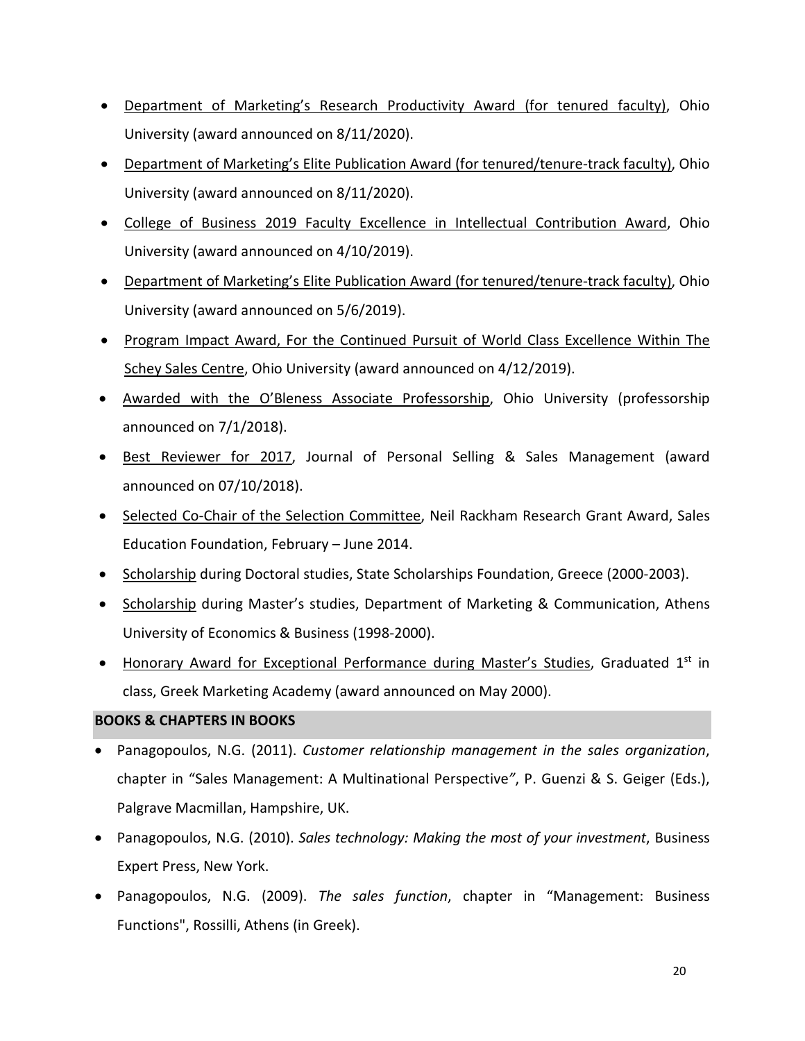- Department of Marketing's Research Productivity Award (for tenured faculty), Ohio University (award announced on 8/11/2020).
- Department of Marketing's Elite Publication Award (for tenured/tenure-track faculty), Ohio University (award announced on 8/11/2020).
- College of Business 2019 Faculty Excellence in Intellectual Contribution Award, Ohio University (award announced on 4/10/2019).
- Department of Marketing's Elite Publication Award (for tenured/tenure-track faculty), Ohio University (award announced on 5/6/2019).
- Program Impact Award, For the Continued Pursuit of World Class Excellence Within The Schey Sales Centre, Ohio University (award announced on 4/12/2019).
- Awarded with the O'Bleness Associate Professorship, Ohio University (professorship announced on 7/1/2018).
- Best Reviewer for 2017, Journal of Personal Selling & Sales Management (award announced on 07/10/2018).
- Selected Co-Chair of the Selection Committee, Neil Rackham Research Grant Award, Sales Education Foundation, February – June 2014.
- Scholarship during Doctoral studies, State Scholarships Foundation, Greece (2000-2003).
- Scholarship during Master's studies, Department of Marketing & Communication, Athens University of Economics & Business (1998-2000).
- Honorary Award for Exceptional Performance during Master's Studies, Graduated 1st in class, Greek Marketing Academy (award announced on May 2000).

## BOOKS & CHAPTERS IN BOOKS

- Panagopoulos, N.G. (2011). *Customer relationship management in the sales organization*, chapter in "Sales Management: A Multinational Perspective", P. Guenzi & S. Geiger (Eds.), Palgrave Macmillan, Hampshire, UK.
- Panagopoulos, N.G. (2010). *Sales technology: Making the most of your investment*, Business Expert Press, New York.
- Panagopoulos, N.G. (2009). *The sales function*, chapter in "Management: Business Functions", Rossilli, Athens (in Greek).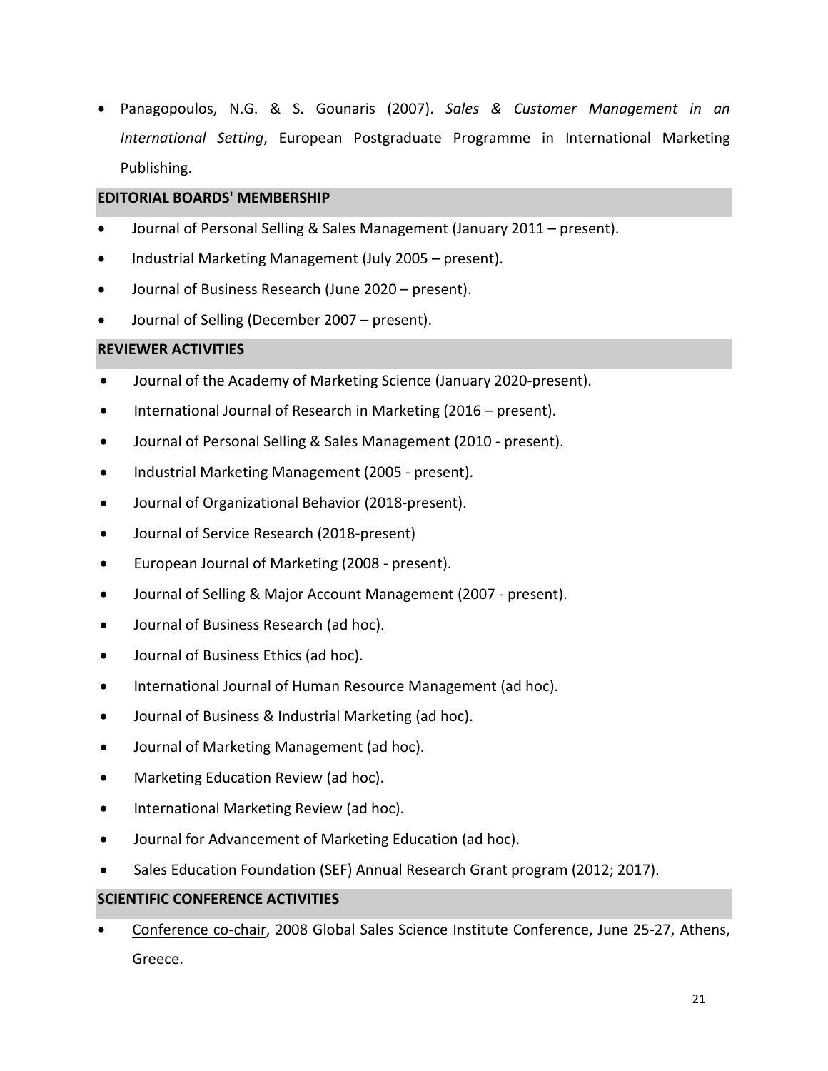- Panagopoulos, N.G. & S. Gounaris (2007). *Sales & Customer Management in an International Setting*, European Postgraduate Programme in International Marketing Publishing.

## EDITORIAL BOARDS' MEMBERSHIP

- Journal of Personal Selling & Sales Management (January 2011 – present).
- Industrial Marketing Management (July 2005 – present).
- Journal of Business Research (June 2020 – present).
- Journal of Selling (December 2007 – present).

## REVIEWER ACTIVITIES

- Journal of the Academy of Marketing Science (January 2020-present).
- International Journal of Research in Marketing (2016 – present).
- Journal of Personal Selling & Sales Management (2010 - present).
- Industrial Marketing Management (2005 - present).
- Journal of Organizational Behavior (2018-present).
- Journal of Service Research (2018-present)
- European Journal of Marketing (2008 - present).
- Journal of Selling & Major Account Management (2007 - present).
- Journal of Business Research (ad hoc).
- Journal of Business Ethics (ad hoc).
- International Journal of Human Resource Management (ad hoc).
- Journal of Business & Industrial Marketing (ad hoc).
- Journal of Marketing Management (ad hoc).
- Marketing Education Review (ad hoc).
- International Marketing Review (ad hoc).
- Journal for Advancement of Marketing Education (ad hoc).
- Sales Education Foundation (SEF) Annual Research Grant program (2012; 2017).

## SCIENTIFIC CONFERENCE ACTIVITIES

- <u>Conference co-chair</u>, 2008 Global Sales Science Institute Conference, June 25-27, Athens, Greece.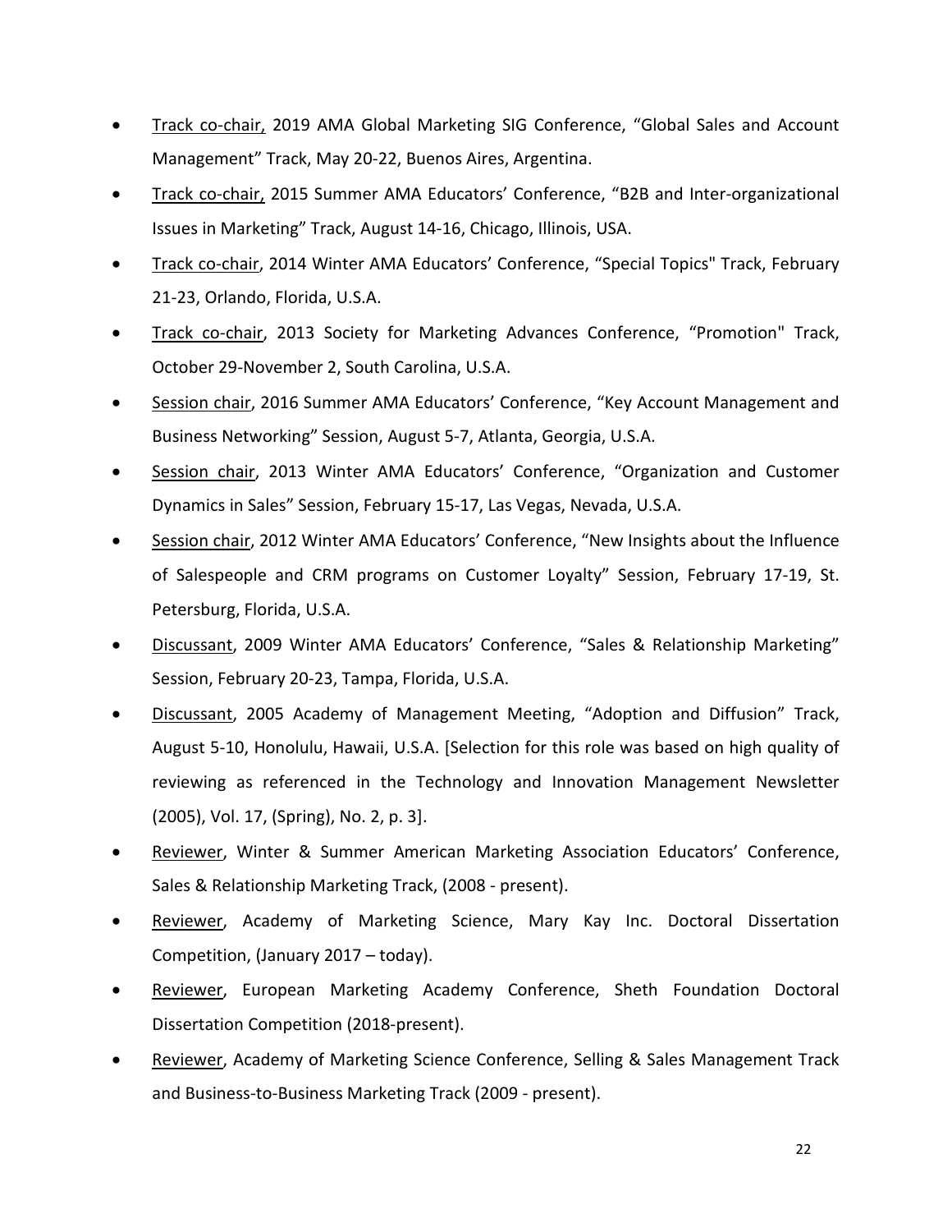- <u>Track co-chair,</u> 2019 AMA Global Marketing SIG Conference, “Global Sales and Account Management” Track, May 20-22, Buenos Aires, Argentina.
- <u>Track co-chair,</u> 2015 Summer AMA Educators’ Conference, “B2B and Inter-organizational Issues in Marketing” Track, August 14-16, Chicago, Illinois, USA.
- <u>Track co-chair</u>, 2014 Winter AMA Educators’ Conference, “Special Topics" Track, February 21-23, Orlando, Florida, U.S.A.
- <u>Track co-chair</u>, 2013 Society for Marketing Advances Conference, “Promotion" Track, October 29-November 2, South Carolina, U.S.A.
- <u>Session chair</u>, 2016 Summer AMA Educators’ Conference, “Key Account Management and Business Networking” Session, August 5-7, Atlanta, Georgia, U.S.A.
- <u>Session chair</u>, 2013 Winter AMA Educators’ Conference, “Organization and Customer Dynamics in Sales” Session, February 15-17, Las Vegas, Nevada, U.S.A.
- <u>Session chair</u>, 2012 Winter AMA Educators’ Conference, “New Insights about the Influence of Salespeople and CRM programs on Customer Loyalty” Session, February 17-19, St. Petersburg, Florida, U.S.A.
- <u>Discussant</u>, 2009 Winter AMA Educators’ Conference, “Sales & Relationship Marketing” Session, February 20-23, Tampa, Florida, U.S.A.
- <u>Discussant</u>, 2005 Academy of Management Meeting, “Adoption and Diffusion” Track, August 5-10, Honolulu, Hawaii, U.S.A. [Selection for this role was based on high quality of reviewing as referenced in the Technology and Innovation Management Newsletter (2005), Vol. 17, (Spring), No. 2, p. 3].
- <u>Reviewer</u>, Winter & Summer American Marketing Association Educators’ Conference, Sales & Relationship Marketing Track, (2008 - present).
- <u>Reviewer</u>, Academy of Marketing Science, Mary Kay Inc. Doctoral Dissertation Competition, (January 2017 – today).
- <u>Reviewer</u>, European Marketing Academy Conference, Sheth Foundation Doctoral Dissertation Competition (2018-present).
- <u>Reviewer</u>, Academy of Marketing Science Conference, Selling & Sales Management Track and Business-to-Business Marketing Track (2009 - present).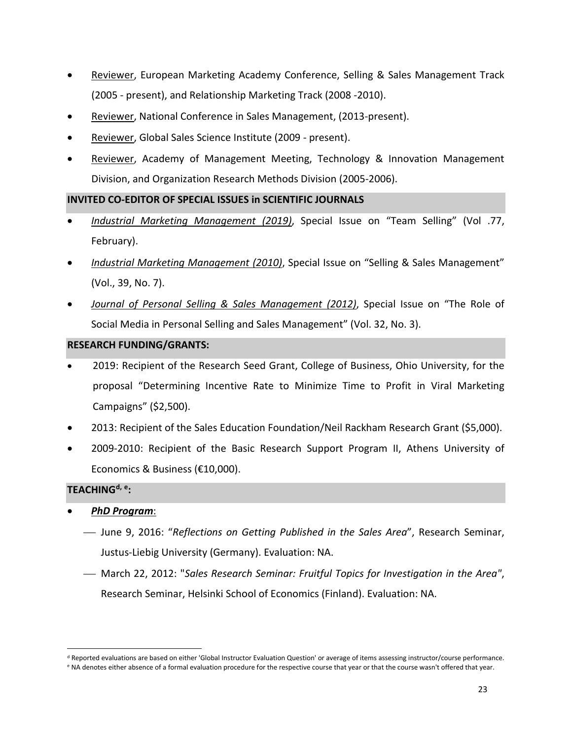- Reviewer, European Marketing Academy Conference, Selling & Sales Management Track (2005 - present), and Relationship Marketing Track (2008 -2010).
- Reviewer, National Conference in Sales Management, (2013-present).
- Reviewer, Global Sales Science Institute (2009 - present).
- Reviewer, Academy of Management Meeting, Technology & Innovation Management Division, and Organization Research Methods Division (2005-2006).

## INVITED CO-EDITOR OF SPECIAL ISSUES in SCIENTIFIC JOURNALS

- *Industrial Marketing Management (2019)*, Special Issue on "Team Selling" (Vol .77, February).
- *Industrial Marketing Management (2010)*, Special Issue on "Selling & Sales Management" (Vol., 39, No. 7).
- *Journal of Personal Selling & Sales Management (2012)*, Special Issue on "The Role of Social Media in Personal Selling and Sales Management" (Vol. 32, No. 3).

## RESEARCH FUNDING/GRANTS:

- 2019: Recipient of the Research Seed Grant, College of Business, Ohio University, for the proposal "Determining Incentive Rate to Minimize Time to Profit in Viral Marketing Campaigns" ($2,500).
- 2013: Recipient of the Sales Education Foundation/Neil Rackham Research Grant ($5,000).
- 2009-2010: Recipient of the Basic Research Support Program II, Athens University of Economics & Business (€10,000).

## TEACHING[d, e]:

- ***PhD Program***:
  - June 9, 2016: "*Reflections on Getting Published in the Sales Area*", Research Seminar, Justus-Liebig University (Germany). Evaluation: NA.
  - March 22, 2012: "*Sales Research Seminar: Fruitful Topics for Investigation in the Area*", Research Seminar, Helsinki School of Economics (Finland). Evaluation: NA.

---

[d] Reported evaluations are based on either 'Global Instructor Evaluation Question' or average of items assessing instructor/course performance.
[e] NA denotes either absence of a formal evaluation procedure for the respective course that year or that the course wasn't offered that year.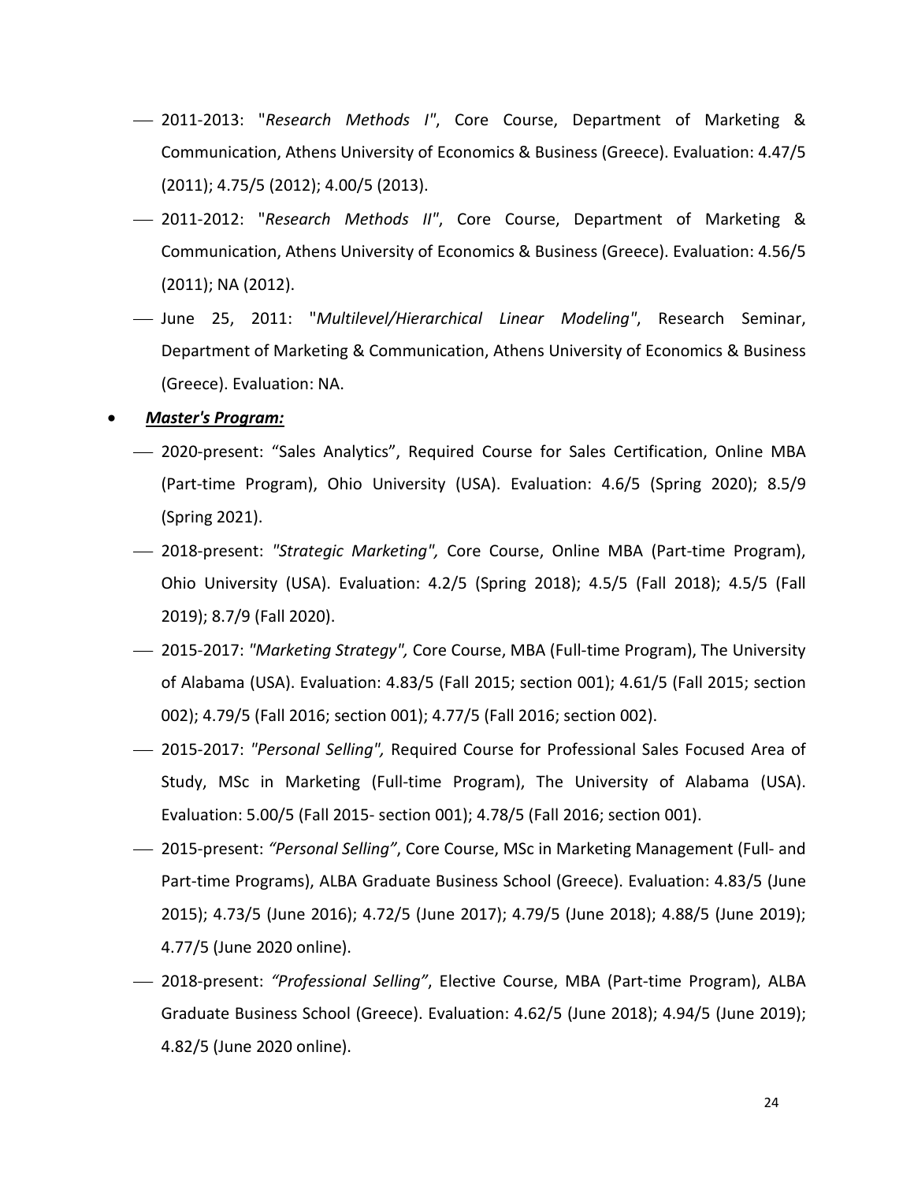- 2011-2013: "*Research Methods I"*, Core Course, Department of Marketing & Communication, Athens University of Economics & Business (Greece). Evaluation: 4.47/5 (2011); 4.75/5 (2012); 4.00/5 (2013).
- 2011-2012: "*Research Methods II"*, Core Course, Department of Marketing & Communication, Athens University of Economics & Business (Greece). Evaluation: 4.56/5 (2011); NA (2012).
- June 25, 2011: "*Multilevel/Hierarchical Linear Modeling"*, Research Seminar, Department of Marketing & Communication, Athens University of Economics & Business (Greece). Evaluation: NA.

- ***Master's Program:***
  - 2020-present: "Sales Analytics", Required Course for Sales Certification, Online MBA (Part-time Program), Ohio University (USA). Evaluation: 4.6/5 (Spring 2020); 8.5/9 (Spring 2021).
  - 2018-present: *"Strategic Marketing",* Core Course, Online MBA (Part-time Program), Ohio University (USA). Evaluation: 4.2/5 (Spring 2018); 4.5/5 (Fall 2018); 4.5/5 (Fall 2019); 8.7/9 (Fall 2020).
  - 2015-2017: *"Marketing Strategy",* Core Course, MBA (Full-time Program), The University of Alabama (USA). Evaluation: 4.83/5 (Fall 2015; section 001); 4.61/5 (Fall 2015; section 002); 4.79/5 (Fall 2016; section 001); 4.77/5 (Fall 2016; section 002).
  - 2015-2017: *"Personal Selling",* Required Course for Professional Sales Focused Area of Study, MSc in Marketing (Full-time Program), The University of Alabama (USA). Evaluation: 5.00/5 (Fall 2015- section 001); 4.78/5 (Fall 2016; section 001).
  - 2015-present: *"Personal Selling"*, Core Course, MSc in Marketing Management (Full- and Part-time Programs), ALBA Graduate Business School (Greece). Evaluation: 4.83/5 (June 2015); 4.73/5 (June 2016); 4.72/5 (June 2017); 4.79/5 (June 2018); 4.88/5 (June 2019); 4.77/5 (June 2020 online).
  - 2018-present: *"Professional Selling"*, Elective Course, MBA (Part-time Program), ALBA Graduate Business School (Greece). Evaluation: 4.62/5 (June 2018); 4.94/5 (June 2019); 4.82/5 (June 2020 online).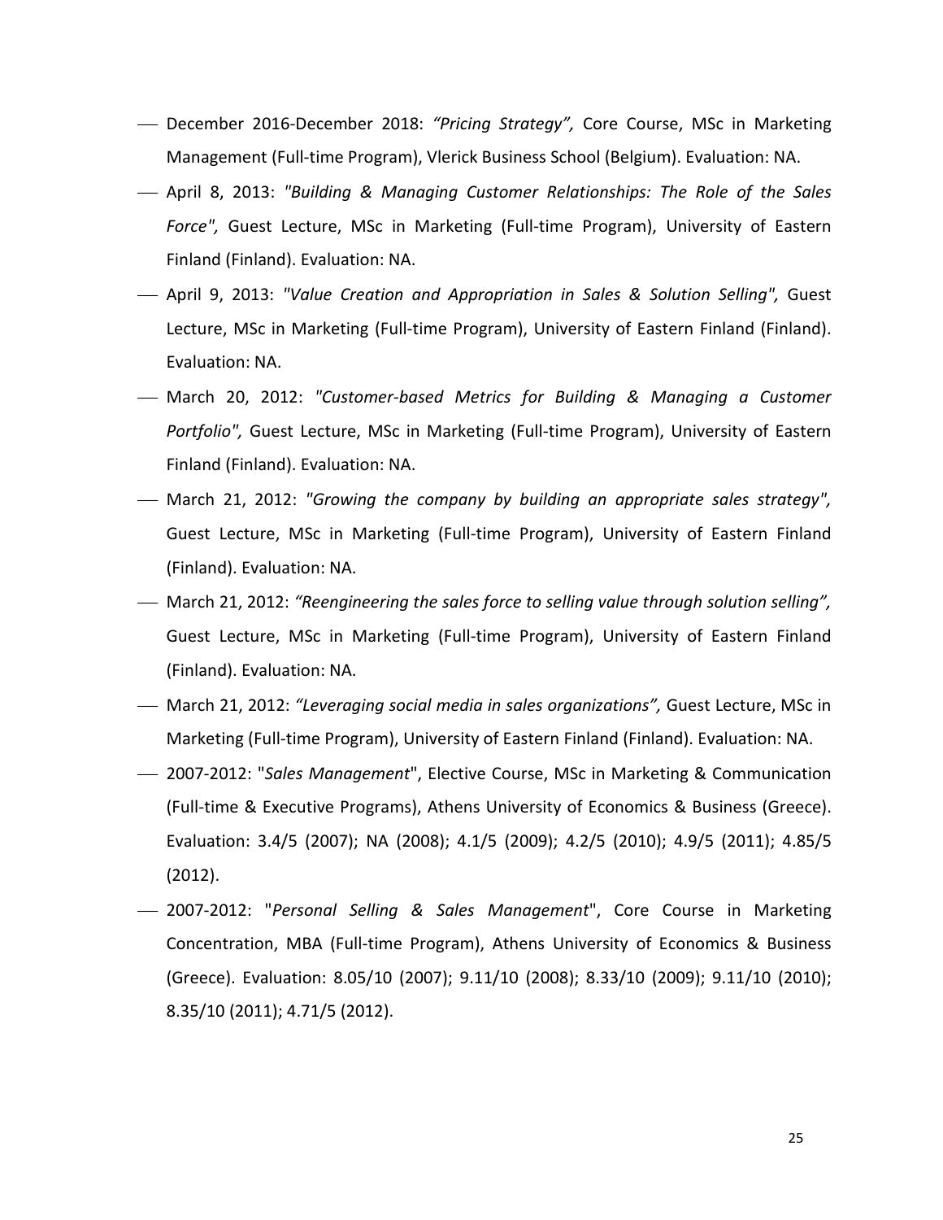- December 2016-December 2018: *"Pricing Strategy",* Core Course, MSc in Marketing Management (Full-time Program), Vlerick Business School (Belgium). Evaluation: NA.
- April 8, 2013: *"Building & Managing Customer Relationships: The Role of the Sales Force",* Guest Lecture, MSc in Marketing (Full-time Program), University of Eastern Finland (Finland). Evaluation: NA.
- April 9, 2013: *"Value Creation and Appropriation in Sales & Solution Selling",* Guest Lecture, MSc in Marketing (Full-time Program), University of Eastern Finland (Finland). Evaluation: NA.
- March 20, 2012: *"Customer-based Metrics for Building & Managing a Customer Portfolio",* Guest Lecture, MSc in Marketing (Full-time Program), University of Eastern Finland (Finland). Evaluation: NA.
- March 21, 2012: *"Growing the company by building an appropriate sales strategy",* Guest Lecture, MSc in Marketing (Full-time Program), University of Eastern Finland (Finland). Evaluation: NA.
- March 21, 2012: *"Reengineering the sales force to selling value through solution selling",* Guest Lecture, MSc in Marketing (Full-time Program), University of Eastern Finland (Finland). Evaluation: NA.
- March 21, 2012: *"Leveraging social media in sales organizations",* Guest Lecture, MSc in Marketing (Full-time Program), University of Eastern Finland (Finland). Evaluation: NA.
- 2007-2012: "*Sales Management*", Elective Course, MSc in Marketing & Communication (Full-time & Executive Programs), Athens University of Economics & Business (Greece). Evaluation: 3.4/5 (2007); NA (2008); 4.1/5 (2009); 4.2/5 (2010); 4.9/5 (2011); 4.85/5 (2012).
- 2007-2012: "*Personal Selling & Sales Management*", Core Course in Marketing Concentration, MBA (Full-time Program), Athens University of Economics & Business (Greece). Evaluation: 8.05/10 (2007); 9.11/10 (2008); 8.33/10 (2009); 9.11/10 (2010); 8.35/10 (2011); 4.71/5 (2012).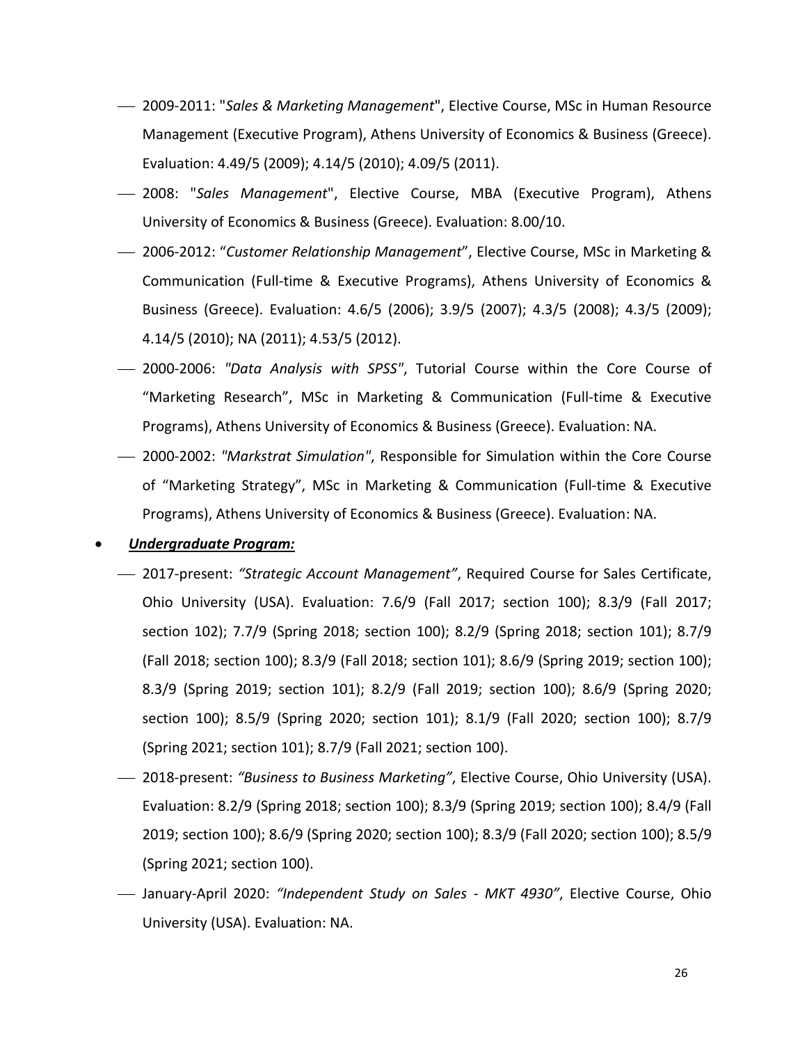- 2009-2011: "*Sales & Marketing Management*", Elective Course, MSc in Human Resource Management (Executive Program), Athens University of Economics & Business (Greece). Evaluation: 4.49/5 (2009); 4.14/5 (2010); 4.09/5 (2011).
- 2008: "*Sales Management*", Elective Course, MBA (Executive Program), Athens University of Economics & Business (Greece). Evaluation: 8.00/10.
- 2006-2012: "*Customer Relationship Management*", Elective Course, MSc in Marketing & Communication (Full-time & Executive Programs), Athens University of Economics & Business (Greece). Evaluation: 4.6/5 (2006); 3.9/5 (2007); 4.3/5 (2008); 4.3/5 (2009); 4.14/5 (2010); NA (2011); 4.53/5 (2012).
- 2000-2006: *"Data Analysis with SPSS"*, Tutorial Course within the Core Course of "Marketing Research", MSc in Marketing & Communication (Full-time & Executive Programs), Athens University of Economics & Business (Greece). Evaluation: NA.
- 2000-2002: *"Markstrat Simulation"*, Responsible for Simulation within the Core Course of "Marketing Strategy", MSc in Marketing & Communication (Full-time & Executive Programs), Athens University of Economics & Business (Greece). Evaluation: NA.

- ***Undergraduate Program:***
  - 2017-present: *"Strategic Account Management"*, Required Course for Sales Certificate, Ohio University (USA). Evaluation: 7.6/9 (Fall 2017; section 100); 8.3/9 (Fall 2017; section 102); 7.7/9 (Spring 2018; section 100); 8.2/9 (Spring 2018; section 101); 8.7/9 (Fall 2018; section 100); 8.3/9 (Fall 2018; section 101); 8.6/9 (Spring 2019; section 100); 8.3/9 (Spring 2019; section 101); 8.2/9 (Fall 2019; section 100); 8.6/9 (Spring 2020; section 100); 8.5/9 (Spring 2020; section 101); 8.1/9 (Fall 2020; section 100); 8.7/9 (Spring 2021; section 101); 8.7/9 (Fall 2021; section 100).
  - 2018-present: *"Business to Business Marketing"*, Elective Course, Ohio University (USA). Evaluation: 8.2/9 (Spring 2018; section 100); 8.3/9 (Spring 2019; section 100); 8.4/9 (Fall 2019; section 100); 8.6/9 (Spring 2020; section 100); 8.3/9 (Fall 2020; section 100); 8.5/9 (Spring 2021; section 100).
  - January-April 2020: *"Independent Study on Sales - MKT 4930"*, Elective Course, Ohio University (USA). Evaluation: NA.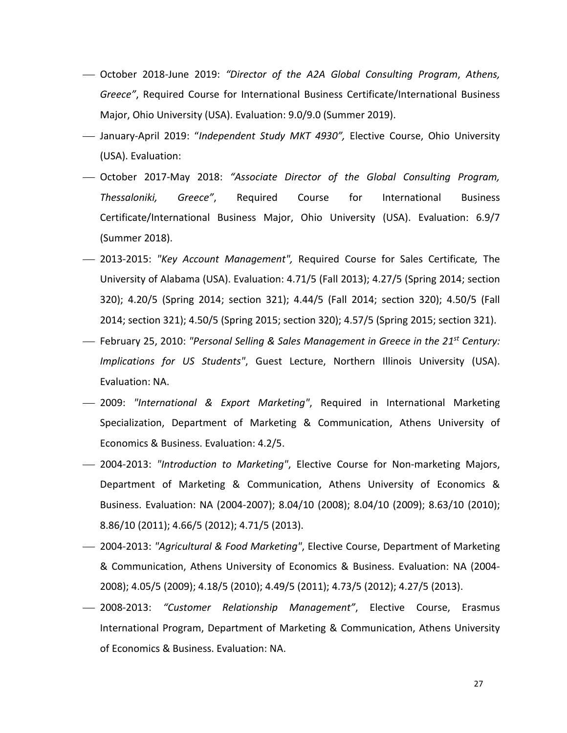- October 2018-June 2019: *"Director of the A2A Global Consulting Program*, *Athens, Greece"*, Required Course for International Business Certificate/International Business Major, Ohio University (USA). Evaluation: 9.0/9.0 (Summer 2019).
- January-April 2019: "*Independent Study MKT 4930",* Elective Course, Ohio University (USA). Evaluation:
- October 2017-May 2018: *"Associate Director of the Global Consulting Program, Thessaloniki, Greece"*, Required Course for International Business Certificate/International Business Major, Ohio University (USA). Evaluation: 6.9/7 (Summer 2018).
- 2013-2015: *"Key Account Management",* Required Course for Sales Certificate*,* The University of Alabama (USA). Evaluation: 4.71/5 (Fall 2013); 4.27/5 (Spring 2014; section 320); 4.20/5 (Spring 2014; section 321); 4.44/5 (Fall 2014; section 320); 4.50/5 (Fall 2014; section 321); 4.50/5 (Spring 2015; section 320); 4.57/5 (Spring 2015; section 321).
- February 25, 2010: *"Personal Selling & Sales Management in Greece in the 21st Century: Implications for US Students"*, Guest Lecture, Northern Illinois University (USA). Evaluation: NA.
- 2009: *"International & Export Marketing"*, Required in International Marketing Specialization, Department of Marketing & Communication, Athens University of Economics & Business. Evaluation: 4.2/5.
- 2004-2013: *"Introduction to Marketing"*, Elective Course for Non-marketing Majors, Department of Marketing & Communication, Athens University of Economics & Business. Evaluation: NA (2004-2007); 8.04/10 (2008); 8.04/10 (2009); 8.63/10 (2010); 8.86/10 (2011); 4.66/5 (2012); 4.71/5 (2013).
- 2004-2013: *"Agricultural & Food Marketing"*, Elective Course, Department of Marketing & Communication, Athens University of Economics & Business. Evaluation: NA (2004-2008); 4.05/5 (2009); 4.18/5 (2010); 4.49/5 (2011); 4.73/5 (2012); 4.27/5 (2013).
- 2008-2013: *"Customer Relationship Management"*, Elective Course, Erasmus International Program, Department of Marketing & Communication, Athens University of Economics & Business. Evaluation: NA.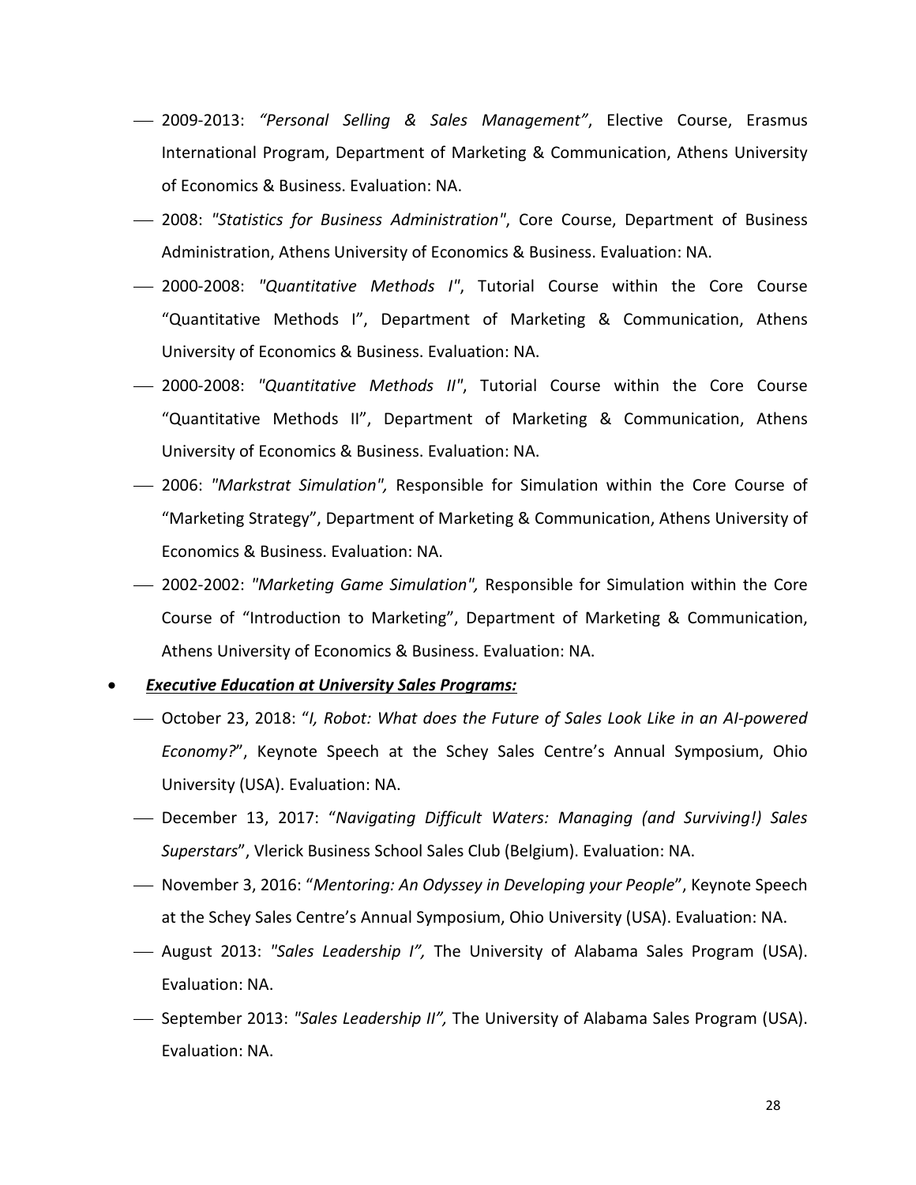- 2009-2013: *"Personal Selling & Sales Management"*, Elective Course, Erasmus International Program, Department of Marketing & Communication, Athens University of Economics & Business. Evaluation: NA.
- 2008: *"Statistics for Business Administration"*, Core Course, Department of Business Administration, Athens University of Economics & Business. Evaluation: NA.
- 2000-2008: *"Quantitative Methods I"*, Tutorial Course within the Core Course "Quantitative Methods I", Department of Marketing & Communication, Athens University of Economics & Business. Evaluation: NA.
- 2000-2008: *"Quantitative Methods II"*, Tutorial Course within the Core Course "Quantitative Methods II", Department of Marketing & Communication, Athens University of Economics & Business. Evaluation: NA.
- 2006: *"Markstrat Simulation",* Responsible for Simulation within the Core Course of "Marketing Strategy", Department of Marketing & Communication, Athens University of Economics & Business. Evaluation: NA.
- 2002-2002: *"Marketing Game Simulation",* Responsible for Simulation within the Core Course of "Introduction to Marketing", Department of Marketing & Communication, Athens University of Economics & Business. Evaluation: NA.

- ***Executive Education at University Sales Programs:***
  - October 23, 2018: "*I, Robot: What does the Future of Sales Look Like in an AI-powered Economy?*", Keynote Speech at the Schey Sales Centre's Annual Symposium, Ohio University (USA). Evaluation: NA.
  - December 13, 2017: "*Navigating Difficult Waters: Managing (and Surviving!) Sales Superstars*", Vlerick Business School Sales Club (Belgium). Evaluation: NA.
  - November 3, 2016: "*Mentoring: An Odyssey in Developing your People*", Keynote Speech at the Schey Sales Centre's Annual Symposium, Ohio University (USA). Evaluation: NA.
  - August 2013: *"Sales Leadership I",* The University of Alabama Sales Program (USA). Evaluation: NA.
  - September 2013: *"Sales Leadership II",* The University of Alabama Sales Program (USA). Evaluation: NA.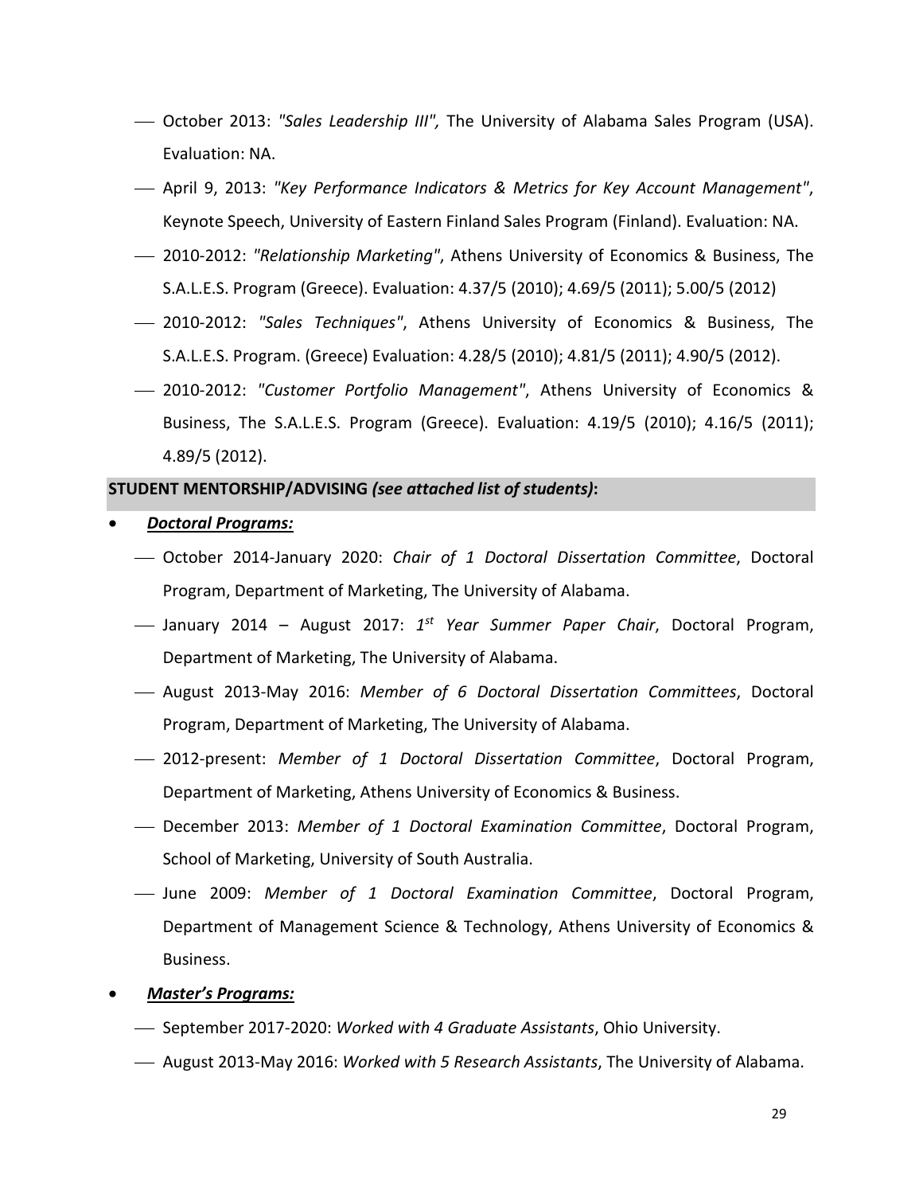- October 2013: *"Sales Leadership III",* The University of Alabama Sales Program (USA). Evaluation: NA.
- April 9, 2013: *"Key Performance Indicators & Metrics for Key Account Management"*, Keynote Speech, University of Eastern Finland Sales Program (Finland). Evaluation: NA.
- 2010-2012: *"Relationship Marketing"*, Athens University of Economics & Business, The S.A.L.E.S. Program (Greece). Evaluation: 4.37/5 (2010); 4.69/5 (2011); 5.00/5 (2012)
- 2010-2012: *"Sales Techniques"*, Athens University of Economics & Business, The S.A.L.E.S. Program. (Greece) Evaluation: 4.28/5 (2010); 4.81/5 (2011); 4.90/5 (2012).
- 2010-2012: *"Customer Portfolio Management"*, Athens University of Economics & Business, The S.A.L.E.S. Program (Greece). Evaluation: 4.19/5 (2010); 4.16/5 (2011); 4.89/5 (2012).

**STUDENT MENTORSHIP/ADVISING *(see attached list of students)*:**

- ***Doctoral Programs:***
  - October 2014-January 2020: *Chair of 1 Doctoral Dissertation Committee*, Doctoral Program, Department of Marketing, The University of Alabama.
  - January 2014 – August 2017: *1st Year Summer Paper Chair*, Doctoral Program, Department of Marketing, The University of Alabama.
  - August 2013-May 2016: *Member of 6 Doctoral Dissertation Committees*, Doctoral Program, Department of Marketing, The University of Alabama.
  - 2012-present: *Member of 1 Doctoral Dissertation Committee*, Doctoral Program, Department of Marketing, Athens University of Economics & Business.
  - December 2013: *Member of 1 Doctoral Examination Committee*, Doctoral Program, School of Marketing, University of South Australia.
  - June 2009: *Member of 1 Doctoral Examination Committee*, Doctoral Program, Department of Management Science & Technology, Athens University of Economics & Business.
- ***Master's Programs:***
  - September 2017-2020: *Worked with 4 Graduate Assistants*, Ohio University.
  - August 2013-May 2016: *Worked with 5 Research Assistants*, The University of Alabama.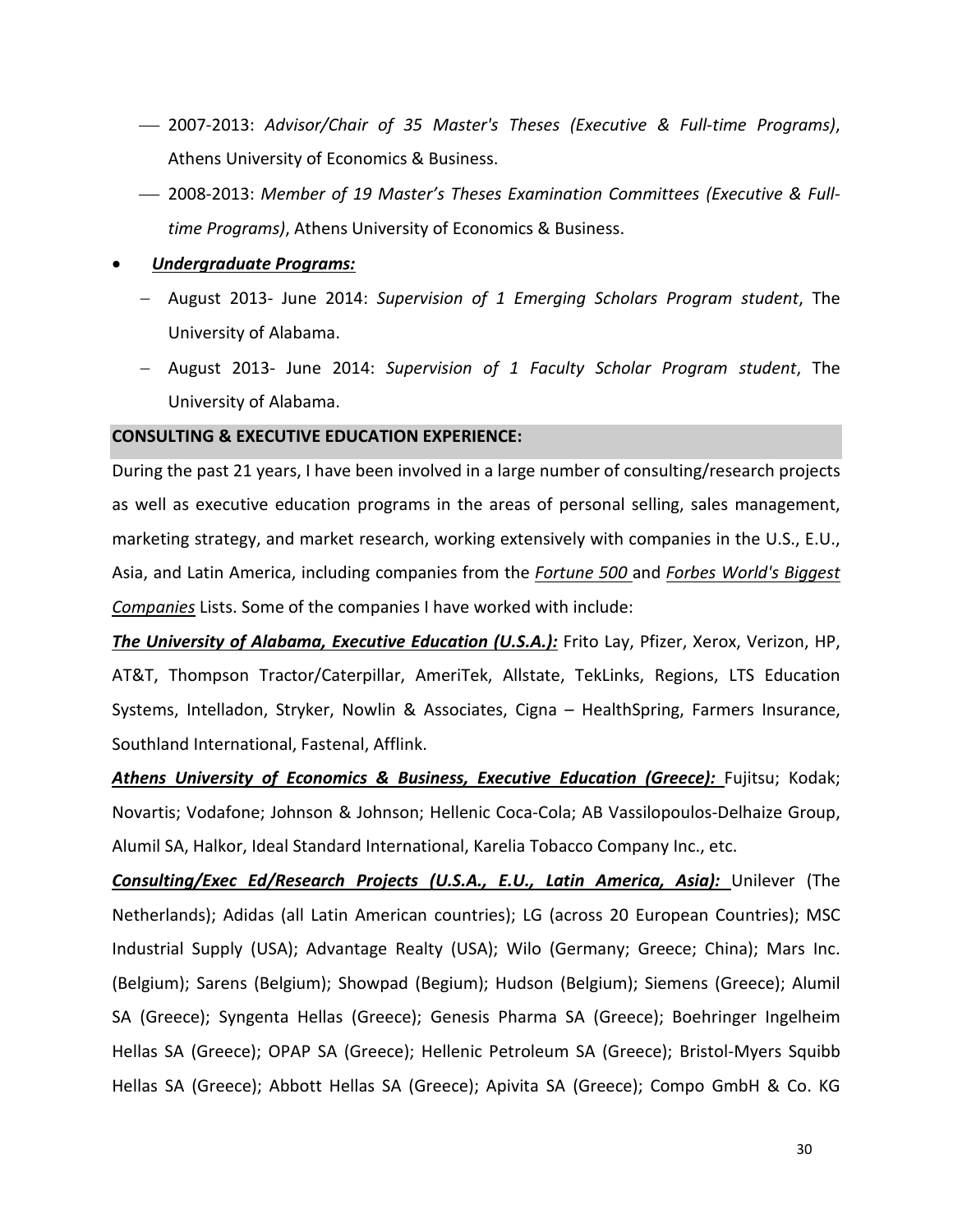- 2007-2013: *Advisor/Chair of 35 Master's Theses (Executive & Full-time Programs)*, Athens University of Economics & Business.
- 2008-2013: *Member of 19 Master's Theses Examination Committees (Executive & Full-time Programs)*, Athens University of Economics & Business.

- ***Undergraduate Programs:***
  - August 2013- June 2014: *Supervision of 1 Emerging Scholars Program student*, The University of Alabama.
  - August 2013- June 2014: *Supervision of 1 Faculty Scholar Program student*, The University of Alabama.

## CONSULTING & EXECUTIVE EDUCATION EXPERIENCE:

During the past 21 years, I have been involved in a large number of consulting/research projects as well as executive education programs in the areas of personal selling, sales management, marketing strategy, and market research, working extensively with companies in the U.S., E.U., Asia, and Latin America, including companies from the *Fortune 500* and *Forbes World's Biggest Companies* Lists. Some of the companies I have worked with include:

***The University of Alabama, Executive Education (U.S.A.):*** Frito Lay, Pfizer, Xerox, Verizon, HP, AT&T, Thompson Tractor/Caterpillar, AmeriTek, Allstate, TekLinks, Regions, LTS Education Systems, Intelladon, Stryker, Nowlin & Associates, Cigna – HealthSpring, Farmers Insurance, Southland International, Fastenal, Afflink.

***Athens University of Economics & Business, Executive Education (Greece):*** Fujitsu; Kodak; Novartis; Vodafone; Johnson & Johnson; Hellenic Coca-Cola; AB Vassilopoulos-Delhaize Group, Alumil SA, Halkor, Ideal Standard International, Karelia Tobacco Company Inc., etc.

***Consulting/Exec Ed/Research Projects (U.S.A., E.U., Latin America, Asia):*** Unilever (The Netherlands); Adidas (all Latin American countries); LG (across 20 European Countries); MSC Industrial Supply (USA); Advantage Realty (USA); Wilo (Germany; Greece; China); Mars Inc. (Belgium); Sarens (Belgium); Showpad (Begium); Hudson (Belgium); Siemens (Greece); Alumil SA (Greece); Syngenta Hellas (Greece); Genesis Pharma SA (Greece); Boehringer Ingelheim Hellas SA (Greece); OPAP SA (Greece); Hellenic Petroleum SA (Greece); Bristol-Myers Squibb Hellas SA (Greece); Abbott Hellas SA (Greece); Apivita SA (Greece); Compo GmbH & Co. KG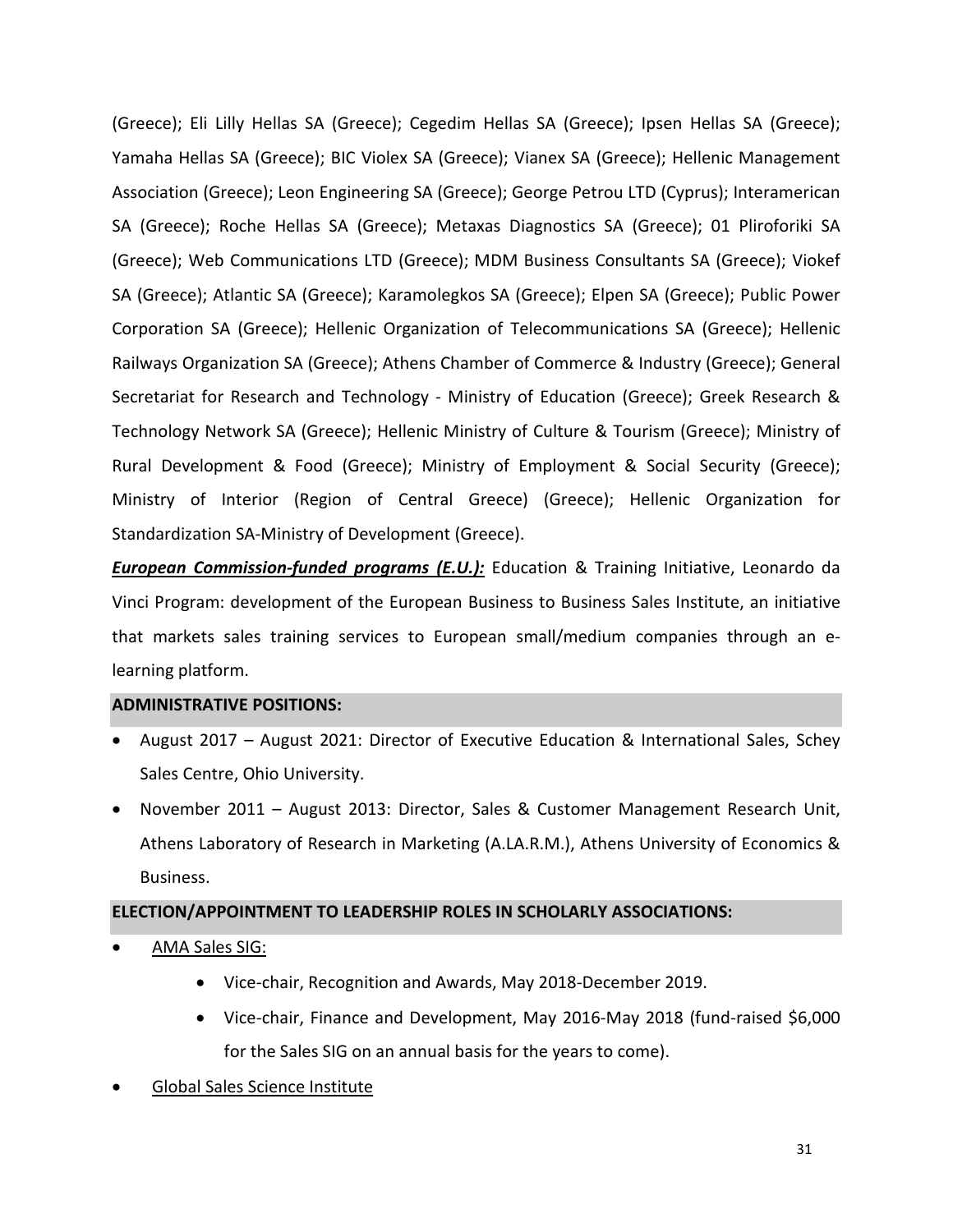(Greece); Eli Lilly Hellas SA (Greece); Cegedim Hellas SA (Greece); Ipsen Hellas SA (Greece); Yamaha Hellas SA (Greece); BIC Violex SA (Greece); Vianex SA (Greece); Hellenic Management Association (Greece); Leon Engineering SA (Greece); George Petrou LTD (Cyprus); Interamerican SA (Greece); Roche Hellas SA (Greece); Metaxas Diagnostics SA (Greece); 01 Pliroforiki SA (Greece); Web Communications LTD (Greece); MDM Business Consultants SA (Greece); Viokef SA (Greece); Atlantic SA (Greece); Karamolegkos SA (Greece); Elpen SA (Greece); Public Power Corporation SA (Greece); Hellenic Organization of Telecommunications SA (Greece); Hellenic Railways Organization SA (Greece); Athens Chamber of Commerce & Industry (Greece); General Secretariat for Research and Technology - Ministry of Education (Greece); Greek Research & Technology Network SA (Greece); Hellenic Ministry of Culture & Tourism (Greece); Ministry of Rural Development & Food (Greece); Ministry of Employment & Social Security (Greece); Ministry of Interior (Region of Central Greece) (Greece); Hellenic Organization for Standardization SA-Ministry of Development (Greece).

***European Commission-funded programs (E.U.):*** Education & Training Initiative, Leonardo da Vinci Program: development of the European Business to Business Sales Institute, an initiative that markets sales training services to European small/medium companies through an e-learning platform.

**ADMINISTRATIVE POSITIONS:**

- August 2017 – August 2021: Director of Executive Education & International Sales, Schey Sales Centre, Ohio University.
- November 2011 – August 2013: Director, Sales & Customer Management Research Unit, Athens Laboratory of Research in Marketing (A.LA.R.M.), Athens University of Economics & Business.

**ELECTION/APPOINTMENT TO LEADERSHIP ROLES IN SCHOLARLY ASSOCIATIONS:**

- AMA Sales SIG:
  - Vice-chair, Recognition and Awards, May 2018-December 2019.
  - Vice-chair, Finance and Development, May 2016-May 2018 (fund-raised $6,000 for the Sales SIG on an annual basis for the years to come).
- Global Sales Science Institute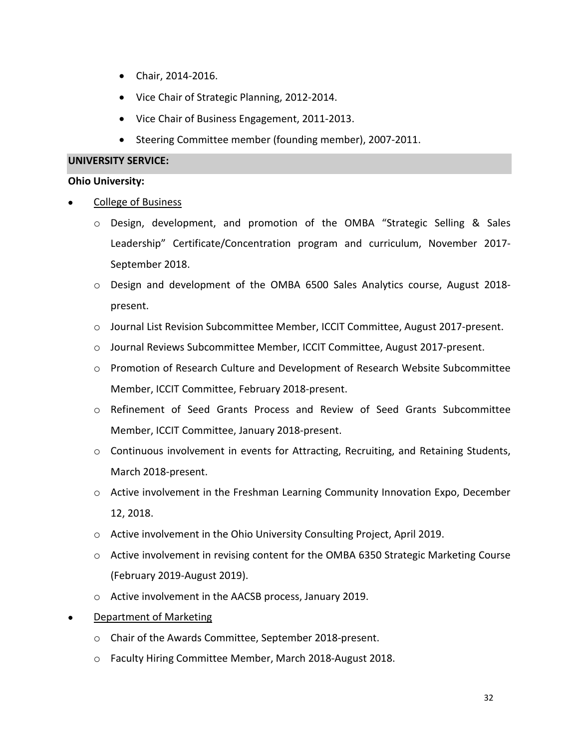- Chair, 2014-2016.
- Vice Chair of Strategic Planning, 2012-2014.
- Vice Chair of Business Engagement, 2011-2013.
- Steering Committee member (founding member), 2007-2011.

## UNIVERSITY SERVICE:

**Ohio University:**

- College of Business
  - Design, development, and promotion of the OMBA "Strategic Selling & Sales Leadership" Certificate/Concentration program and curriculum, November 2017-September 2018.
  - Design and development of the OMBA 6500 Sales Analytics course, August 2018-present.
  - Journal List Revision Subcommittee Member, ICCIT Committee, August 2017-present.
  - Journal Reviews Subcommittee Member, ICCIT Committee, August 2017-present.
  - Promotion of Research Culture and Development of Research Website Subcommittee Member, ICCIT Committee, February 2018-present.
  - Refinement of Seed Grants Process and Review of Seed Grants Subcommittee Member, ICCIT Committee, January 2018-present.
  - Continuous involvement in events for Attracting, Recruiting, and Retaining Students, March 2018-present.
  - Active involvement in the Freshman Learning Community Innovation Expo, December 12, 2018.
  - Active involvement in the Ohio University Consulting Project, April 2019.
  - Active involvement in revising content for the OMBA 6350 Strategic Marketing Course (February 2019-August 2019).
  - Active involvement in the AACSB process, January 2019.
- Department of Marketing
  - Chair of the Awards Committee, September 2018-present.
  - Faculty Hiring Committee Member, March 2018-August 2018.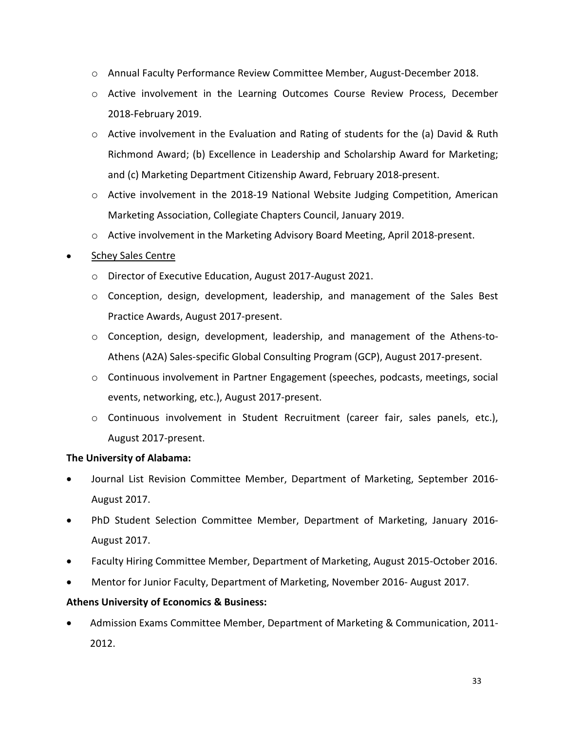- Annual Faculty Performance Review Committee Member, August-December 2018.
    - Active involvement in the Learning Outcomes Course Review Process, December 2018-February 2019.
    - Active involvement in the Evaluation and Rating of students for the (a) David & Ruth Richmond Award; (b) Excellence in Leadership and Scholarship Award for Marketing; and (c) Marketing Department Citizenship Award, February 2018-present.
    - Active involvement in the 2018-19 National Website Judging Competition, American Marketing Association, Collegiate Chapters Council, January 2019.
    - Active involvement in the Marketing Advisory Board Meeting, April 2018-present.
- <u>Schey Sales Centre</u>
    - Director of Executive Education, August 2017-August 2021.
    - Conception, design, development, leadership, and management of the Sales Best Practice Awards, August 2017-present.
    - Conception, design, development, leadership, and management of the Athens-to-Athens (A2A) Sales-specific Global Consulting Program (GCP), August 2017-present.
    - Continuous involvement in Partner Engagement (speeches, podcasts, meetings, social events, networking, etc.), August 2017-present.
    - Continuous involvement in Student Recruitment (career fair, sales panels, etc.), August 2017-present.

**The University of Alabama:**

- Journal List Revision Committee Member, Department of Marketing, September 2016-August 2017.
- PhD Student Selection Committee Member, Department of Marketing, January 2016-August 2017.
- Faculty Hiring Committee Member, Department of Marketing, August 2015-October 2016.
- Mentor for Junior Faculty, Department of Marketing, November 2016- August 2017.

**Athens University of Economics & Business:**

- Admission Exams Committee Member, Department of Marketing & Communication, 2011-2012.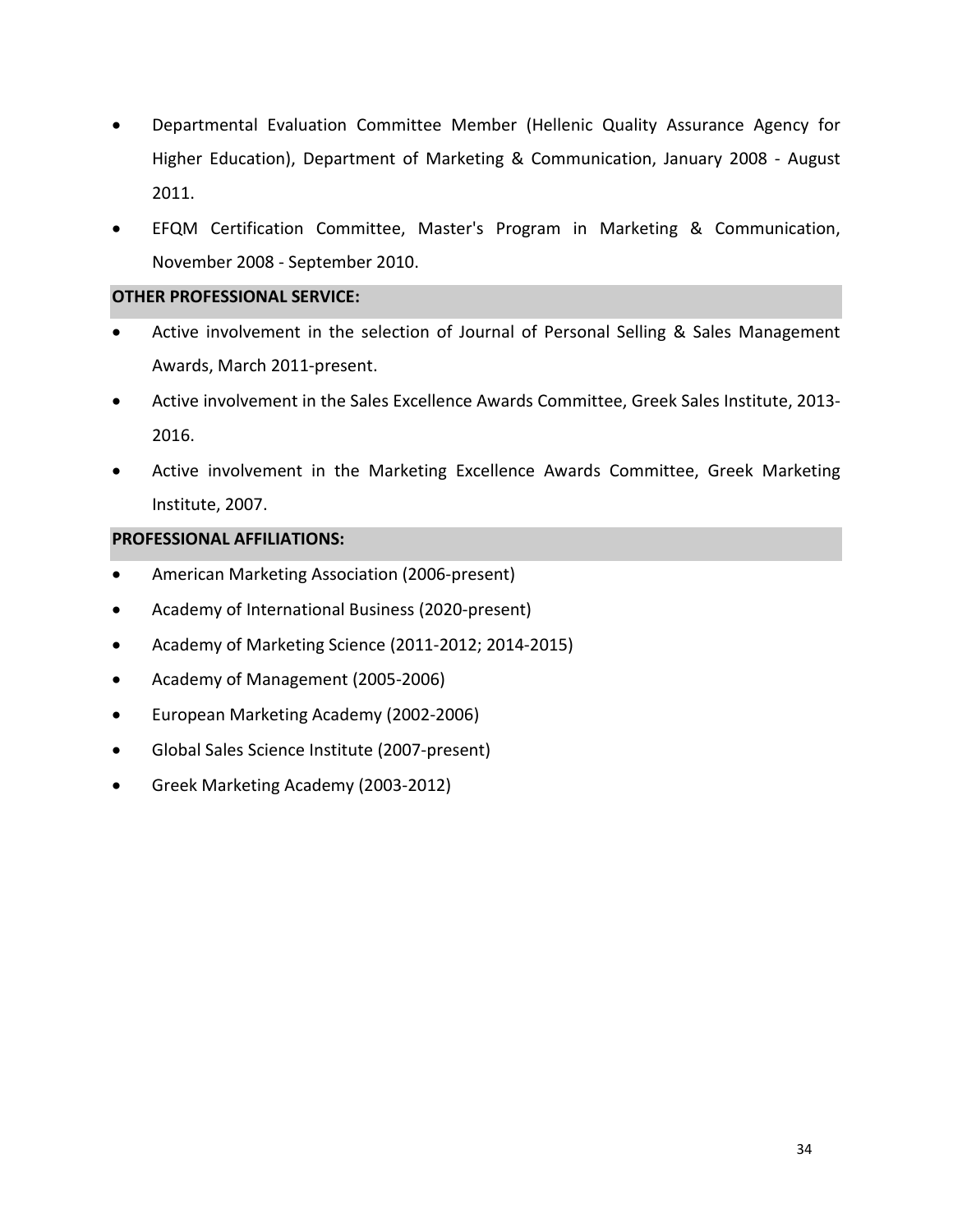- Departmental Evaluation Committee Member (Hellenic Quality Assurance Agency for Higher Education), Department of Marketing & Communication, January 2008 - August 2011.
- EFQM Certification Committee, Master's Program in Marketing & Communication, November 2008 - September 2010.

**OTHER PROFESSIONAL SERVICE:**

- Active involvement in the selection of Journal of Personal Selling & Sales Management Awards, March 2011-present.
- Active involvement in the Sales Excellence Awards Committee, Greek Sales Institute, 2013-2016.
- Active involvement in the Marketing Excellence Awards Committee, Greek Marketing Institute, 2007.

**PROFESSIONAL AFFILIATIONS:**

- American Marketing Association (2006-present)
- Academy of International Business (2020-present)
- Academy of Marketing Science (2011-2012; 2014-2015)
- Academy of Management (2005-2006)
- European Marketing Academy (2002-2006)
- Global Sales Science Institute (2007-present)
- Greek Marketing Academy (2003-2012)